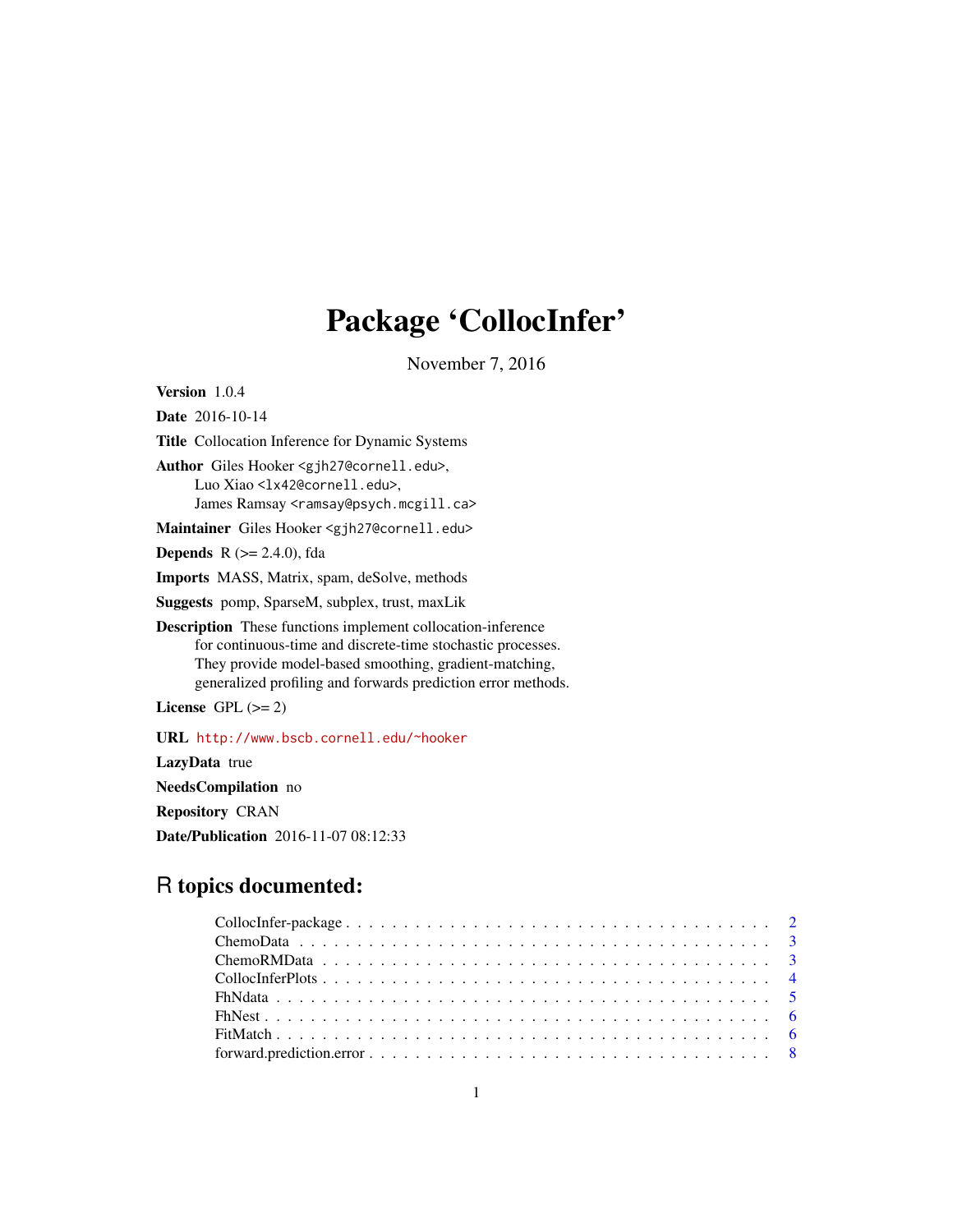# Package 'CollocInfer'

November 7, 2016

**Version** 1.0.4

**Date** 2016-10-14

**Title** Collocation Inference for Dynamic Systems

**Author** Giles Hooker <gjh27@cornell.edu>,
Luo Xiao <lx42@cornell.edu>,
James Ramsay <ramsay@psych.mcgill.ca>

**Maintainer** Giles Hooker <gjh27@cornell.edu>

**Depends** R (>= 2.4.0), fda

**Imports** MASS, Matrix, spam, deSolve, methods

**Suggests** pomp, SparseM, subplex, trust, maxLik

**Description** These functions implement collocation-inference
for continuous-time and discrete-time stochastic processes.
They provide model-based smoothing, gradient-matching,
generalized profiling and forwards prediction error methods.

**License** GPL (>= 2)

**URL** http://www.bscb.cornell.edu/~hooker

**LazyData** true

**NeedsCompilation** no

**Repository** CRAN

**Date/Publication** 2016-11-07 08:12:33

## R topics documented:

CollocInfer-package . . . . . . . . . . . . . . . . . . . . . . . . . . . . . . . . . . . . . 2
ChemoData . . . . . . . . . . . . . . . . . . . . . . . . . . . . . . . . . . . . . . . . . . . 3
ChemoRMData . . . . . . . . . . . . . . . . . . . . . . . . . . . . . . . . . . . . . . . . . 3
CollocInferPlots . . . . . . . . . . . . . . . . . . . . . . . . . . . . . . . . . . . . . . . 4
FhNdata . . . . . . . . . . . . . . . . . . . . . . . . . . . . . . . . . . . . . . . . . . . . . 5
FhNest . . . . . . . . . . . . . . . . . . . . . . . . . . . . . . . . . . . . . . . . . . . . . . 6
FitMatch . . . . . . . . . . . . . . . . . . . . . . . . . . . . . . . . . . . . . . . . . . . . . 6
forward.prediction.error . . . . . . . . . . . . . . . . . . . . . . . . . . . . . . . . . . 8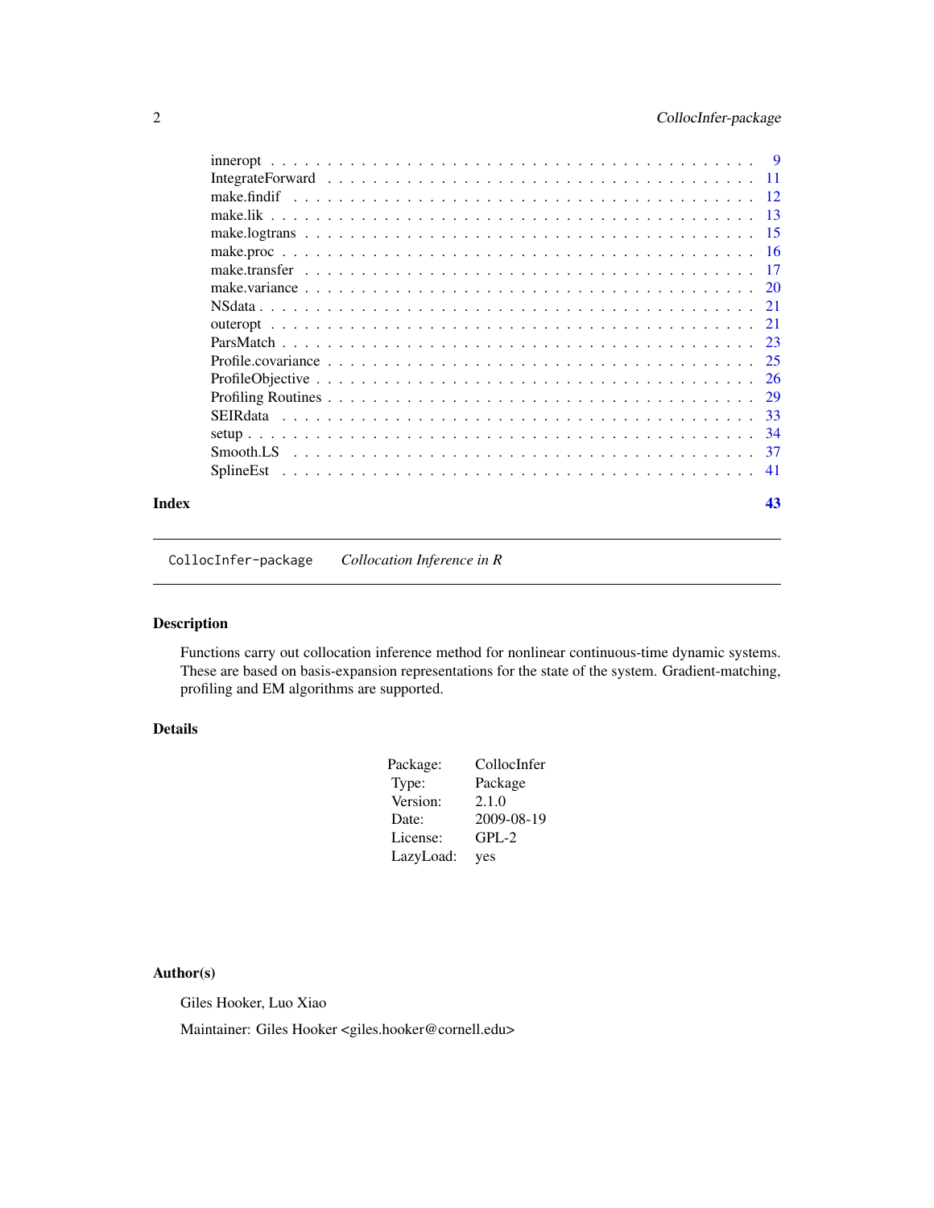| | |
|---|---|
| inneropt | 9 |
| IntegrateForward | 11 |
| make.findif | 12 |
| make.lik | 13 |
| make.logtrans | 15 |
| make.proc | 16 |
| make.transfer | 17 |
| make.variance | 20 |
| NSdata | 21 |
| outeropt | 21 |
| ParsMatch | 23 |
| Profile.covariance | 25 |
| ProfileObjective | 26 |
| Profiling Routines | 29 |
| SEIRdata | 33 |
| setup | 34 |
| Smooth.LS | 37 |
| SplineEst | 41 |
| **Index** | **43** |

---

## CollocInfer-package &nbsp;&nbsp;&nbsp; *Collocation Inference in R*

---

### Description

Functions carry out collocation inference method for nonlinear continuous-time dynamic systems. These are based on basis-expansion representations for the state of the system. Gradient-matching, profiling and EM algorithms are supported.

### Details

| | |
|---|---|
| Package: | CollocInfer |
| Type: | Package |
| Version: | 2.1.0 |
| Date: | 2009-08-19 |
| License: | GPL-2 |
| LazyLoad: | yes |

### Author(s)

Giles Hooker, Luo Xiao

Maintainer: Giles Hooker <giles.hooker@cornell.edu>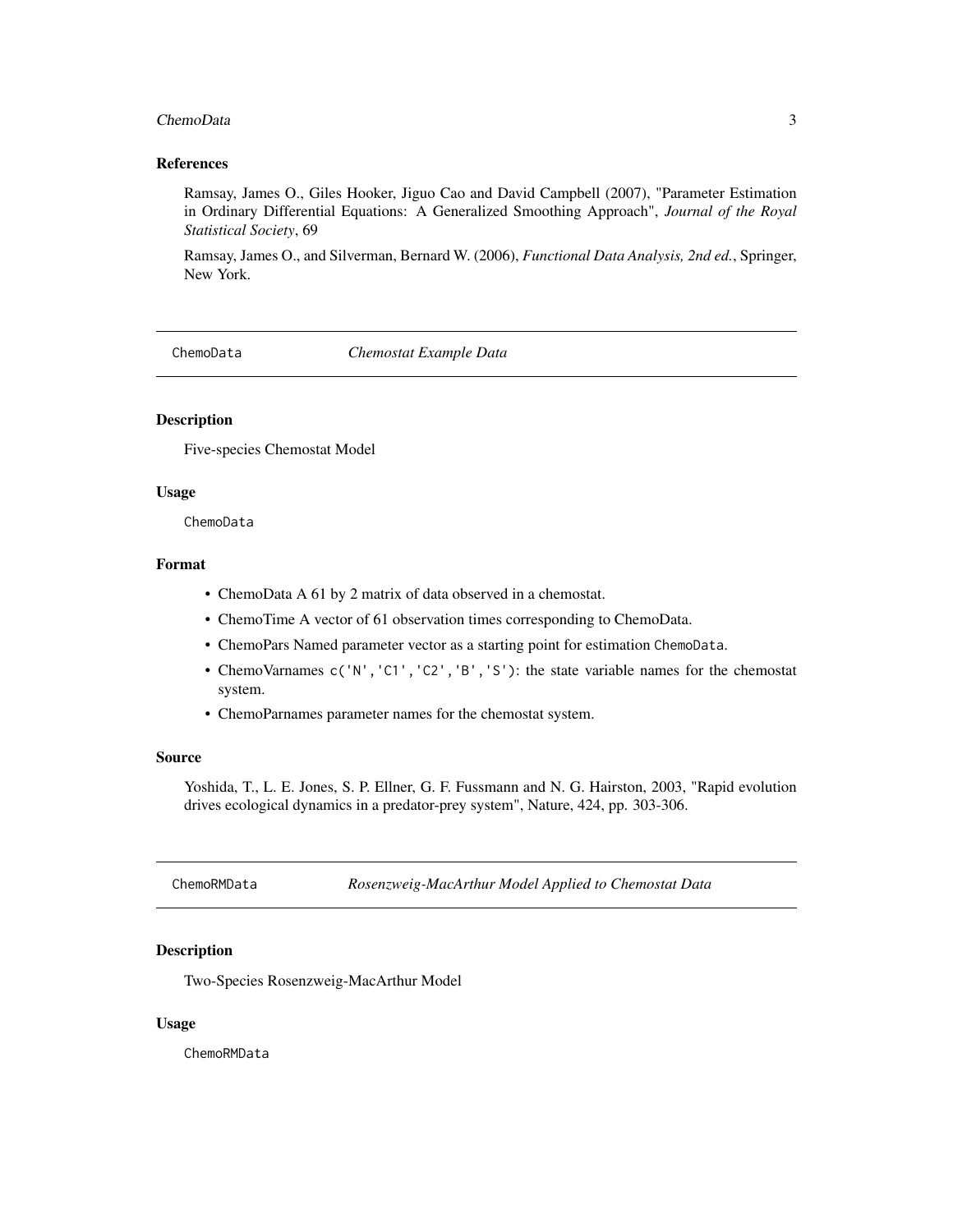### References

Ramsay, James O., Giles Hooker, Jiguo Cao and David Campbell (2007), "Parameter Estimation in Ordinary Differential Equations: A Generalized Smoothing Approach", *Journal of the Royal Statistical Society*, 69

Ramsay, James O., and Silverman, Bernard W. (2006), *Functional Data Analysis, 2nd ed.*, Springer, New York.

---

## ChemoData — *Chemostat Example Data*

### Description

Five-species Chemostat Model

### Usage

```
ChemoData
```

### Format

- ChemoData A 61 by 2 matrix of data observed in a chemostat.
- ChemoTime A vector of 61 observation times corresponding to ChemoData.
- ChemoPars Named parameter vector as a starting point for estimation `ChemoData`.
- ChemoVarnames `c('N','C1','C2','B','S')`: the state variable names for the chemostat system.
- ChemoParnames parameter names for the chemostat system.

### Source

Yoshida, T., L. E. Jones, S. P. Ellner, G. F. Fussmann and N. G. Hairston, 2003, "Rapid evolution drives ecological dynamics in a predator-prey system", Nature, 424, pp. 303-306.

---

## ChemoRMData — *Rosenzweig-MacArthur Model Applied to Chemostat Data*

### Description

Two-Species Rosenzweig-MacArthur Model

### Usage

```
ChemoRMData
```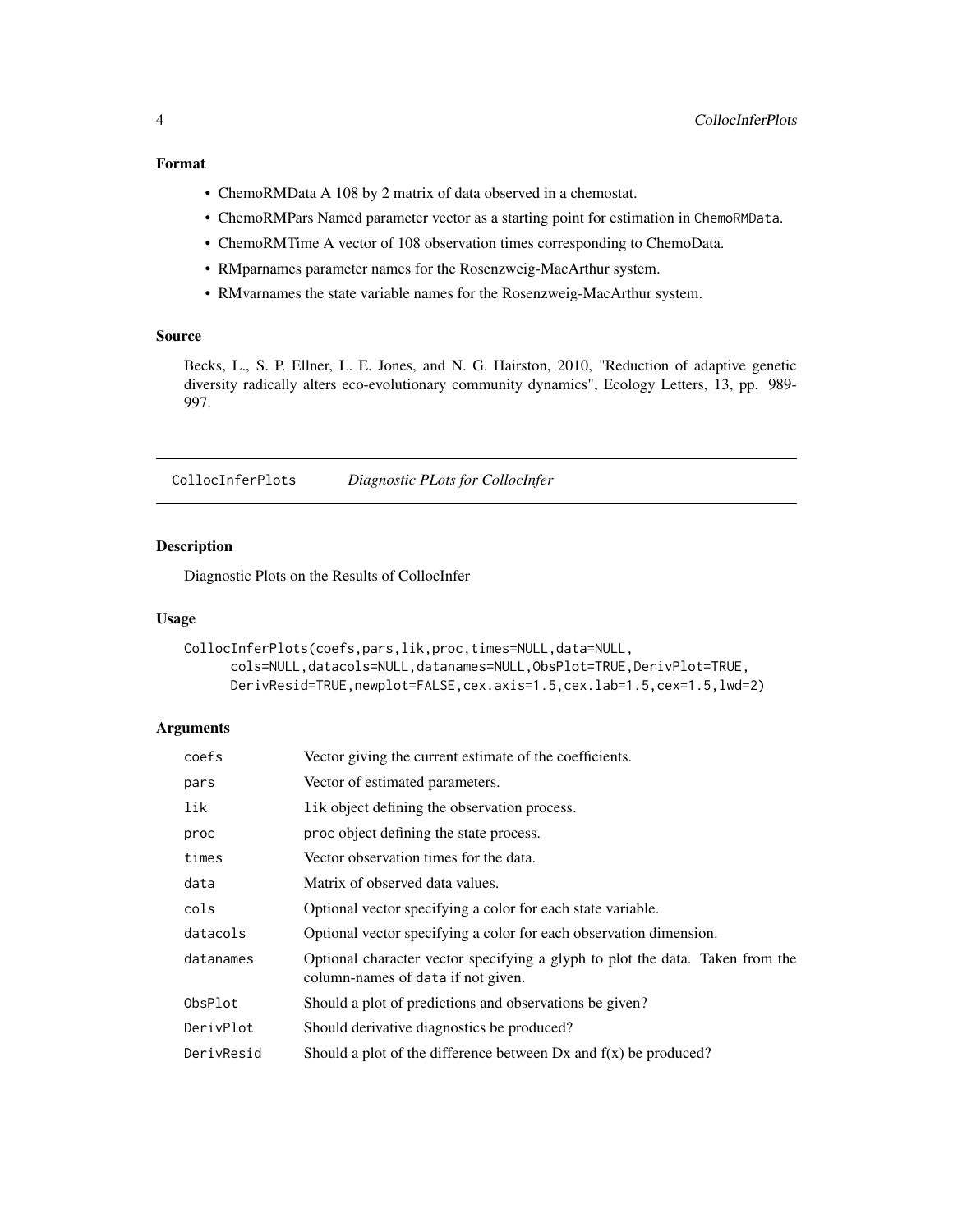## Format

- ChemoRMData A 108 by 2 matrix of data observed in a chemostat.
- ChemoRMPars Named parameter vector as a starting point for estimation in `ChemoRMData`.
- ChemoRMTime A vector of 108 observation times corresponding to ChemoData.
- RMparnames parameter names for the Rosenzweig-MacArthur system.
- RMvarnames the state variable names for the Rosenzweig-MacArthur system.

## Source

Becks, L., S. P. Ellner, L. E. Jones, and N. G. Hairston, 2010, "Reduction of adaptive genetic diversity radically alters eco-evolutionary community dynamics", Ecology Letters, 13, pp. 989-997.

---

# CollocInferPlots *Diagnostic PLots for CollocInfer*

## Description

Diagnostic Plots on the Results of CollocInfer

## Usage

```
CollocInferPlots(coefs,pars,lik,proc,times=NULL,data=NULL,
      cols=NULL,datacols=NULL,datanames=NULL,ObsPlot=TRUE,DerivPlot=TRUE,
      DerivResid=TRUE,newplot=FALSE,cex.axis=1.5,cex.lab=1.5,cex=1.5,lwd=2)
```

## Arguments

| | |
|---|---|
| `coefs` | Vector giving the current estimate of the coefficients. |
| `pars` | Vector of estimated parameters. |
| `lik` | `lik` object defining the observation process. |
| `proc` | `proc` object defining the state process. |
| `times` | Vector observation times for the data. |
| `data` | Matrix of observed data values. |
| `cols` | Optional vector specifying a color for each state variable. |
| `datacols` | Optional vector specifying a color for each observation dimension. |
| `datanames` | Optional character vector specifying a glyph to plot the data. Taken from the column-names of `data` if not given. |
| `ObsPlot` | Should a plot of predictions and observations be given? |
| `DerivPlot` | Should derivative diagnostics be produced? |
| `DerivResid` | Should a plot of the difference between Dx and f(x) be produced? |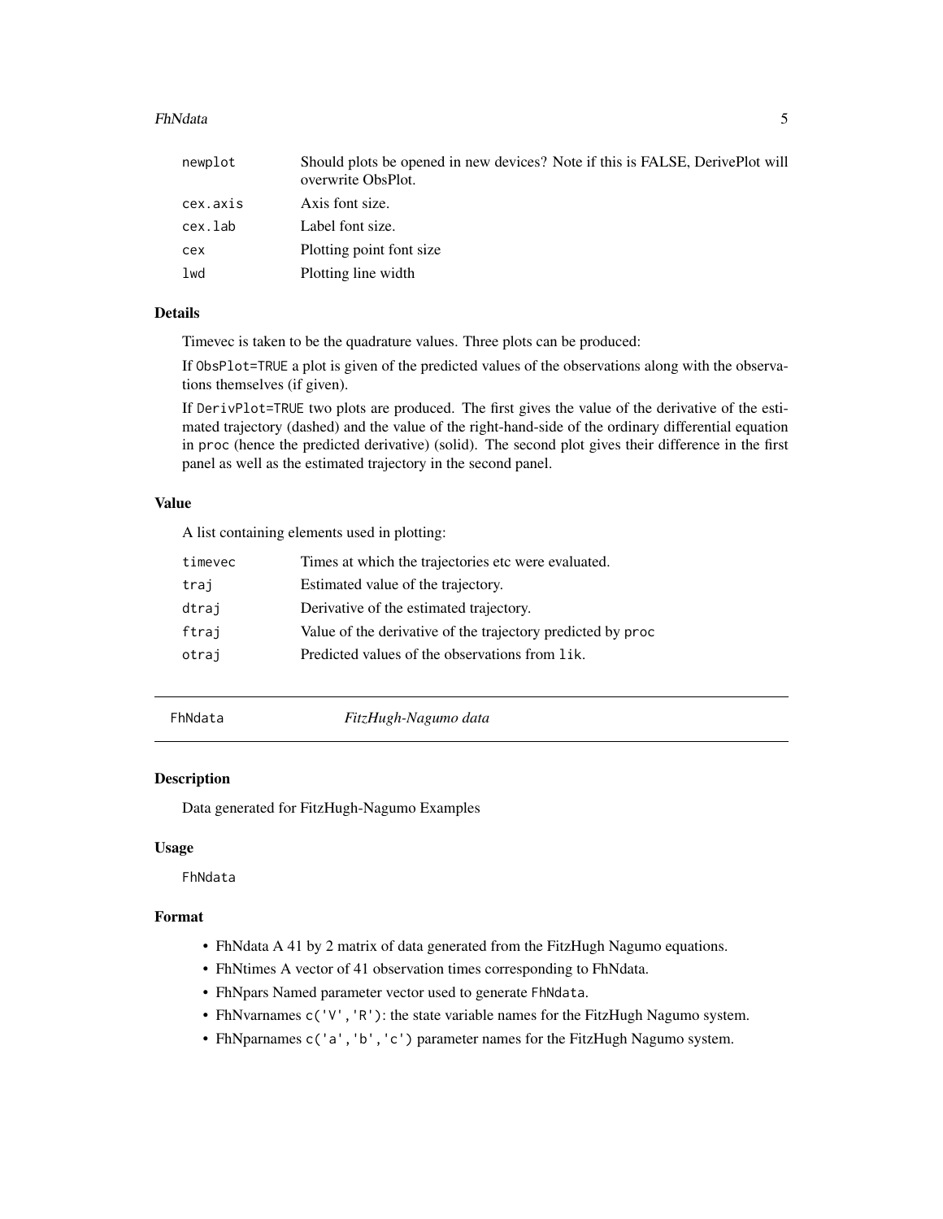| | |
|---|---|
| newplot | Should plots be opened in new devices? Note if this is FALSE, DerivePlot will overwrite ObsPlot. |
| cex.axis | Axis font size. |
| cex.lab | Label font size. |
| cex | Plotting point font size |
| lwd | Plotting line width |

### Details

Timevec is taken to be the quadrature values. Three plots can be produced:

If `ObsPlot=TRUE` a plot is given of the predicted values of the observations along with the observations themselves (if given).

If `DerivPlot=TRUE` two plots are produced. The first gives the value of the derivative of the estimated trajectory (dashed) and the value of the right-hand-side of the ordinary differential equation in `proc` (hence the predicted derivative) (solid). The second plot gives their difference in the first panel as well as the estimated trajectory in the second panel.

### Value

A list containing elements used in plotting:

| | |
|---|---|
| timevec | Times at which the trajectories etc were evaluated. |
| traj | Estimated value of the trajectory. |
| dtraj | Derivative of the estimated trajectory. |
| ftraj | Value of the derivative of the trajectory predicted by `proc` |
| otraj | Predicted values of the observations from `lik`. |

---

## FhNdata — *FitzHugh-Nagumo data*

---

### Description

Data generated for FitzHugh-Nagumo Examples

### Usage

```
FhNdata
```

### Format

- FhNdata A 41 by 2 matrix of data generated from the FitzHugh Nagumo equations.
- FhNtimes A vector of 41 observation times corresponding to FhNdata.
- FhNpars Named parameter vector used to generate `FhNdata`.
- FhNvarnames `c('V','R')`: the state variable names for the FitzHugh Nagumo system.
- FhNparnames `c('a','b','c')` parameter names for the FitzHugh Nagumo system.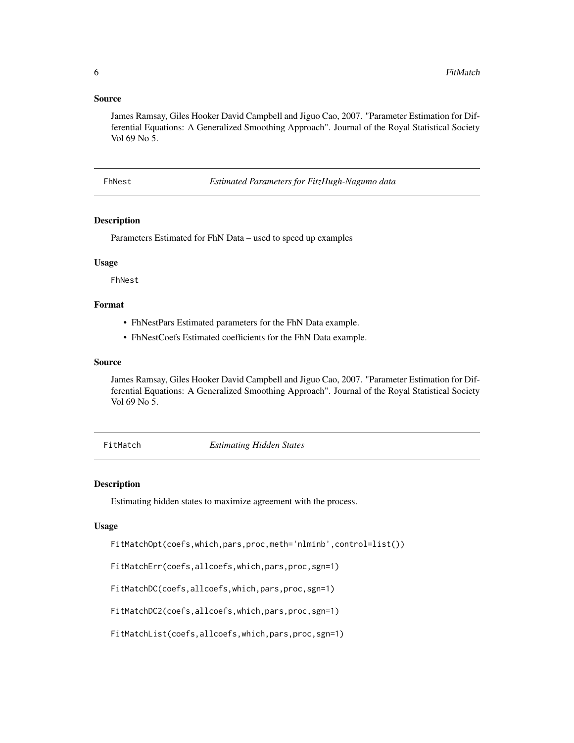## Source

James Ramsay, Giles Hooker David Campbell and Jiguo Cao, 2007. "Parameter Estimation for Differential Equations: A Generalized Smoothing Approach". Journal of the Royal Statistical Society Vol 69 No 5.

---

# FhNest *Estimated Parameters for FitzHugh-Nagumo data*

## Description

Parameters Estimated for FhN Data – used to speed up examples

## Usage

```
FhNest
```

## Format

- FhNestPars Estimated parameters for the FhN Data example.
- FhNestCoefs Estimated coefficients for the FhN Data example.

## Source

James Ramsay, Giles Hooker David Campbell and Jiguo Cao, 2007. "Parameter Estimation for Differential Equations: A Generalized Smoothing Approach". Journal of the Royal Statistical Society Vol 69 No 5.

---

# FitMatch *Estimating Hidden States*

## Description

Estimating hidden states to maximize agreement with the process.

## Usage

```
FitMatchOpt(coefs,which,pars,proc,meth='nlminb',control=list())

FitMatchErr(coefs,allcoefs,which,pars,proc,sgn=1)

FitMatchDC(coefs,allcoefs,which,pars,proc,sgn=1)

FitMatchDC2(coefs,allcoefs,which,pars,proc,sgn=1)

FitMatchList(coefs,allcoefs,which,pars,proc,sgn=1)
```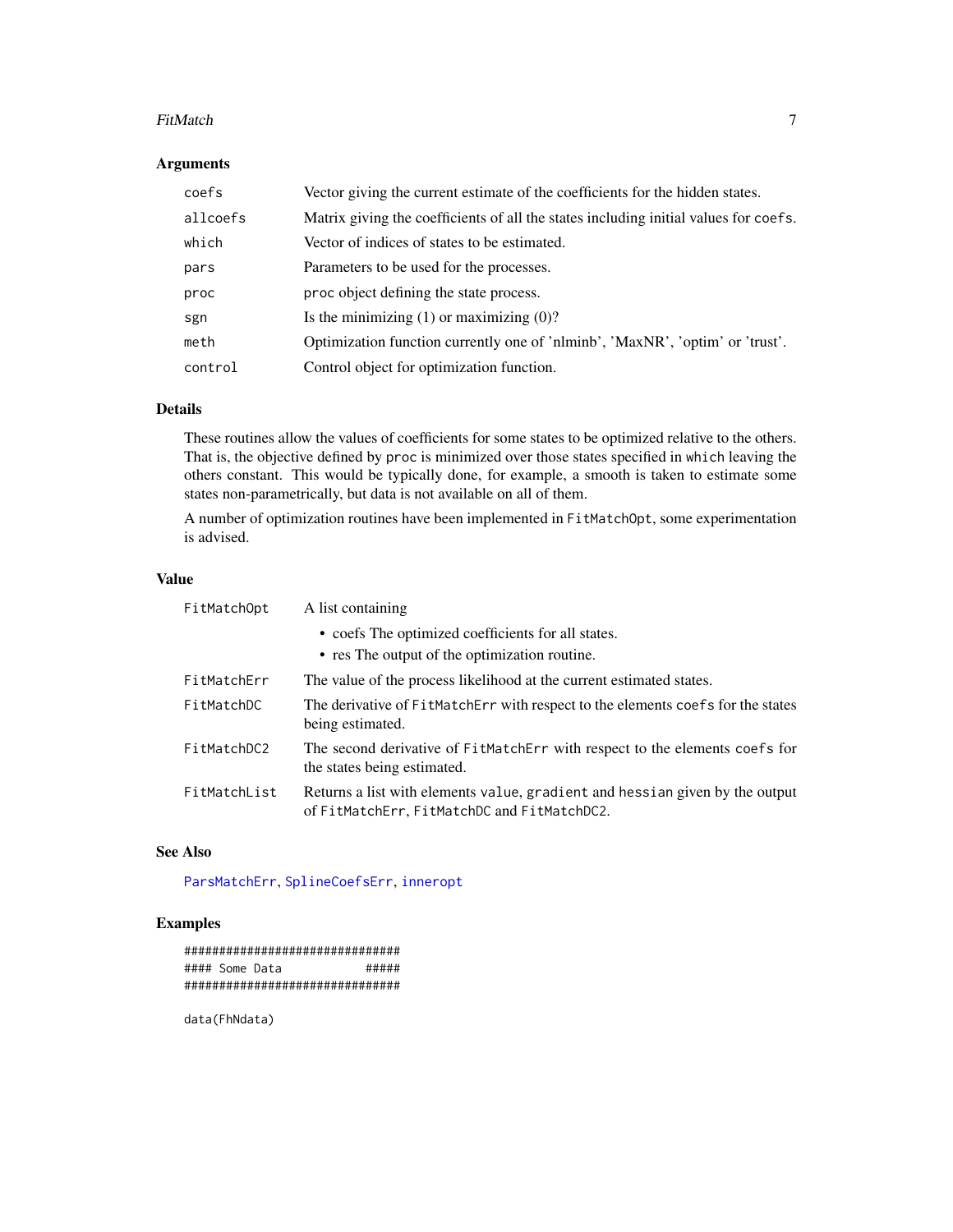## Arguments

| | |
|---|---|
| `coefs` | Vector giving the current estimate of the coefficients for the hidden states. |
| `allcoefs` | Matrix giving the coefficients of all the states including initial values for `coefs`. |
| `which` | Vector of indices of states to be estimated. |
| `pars` | Parameters to be used for the processes. |
| `proc` | `proc` object defining the state process. |
| `sgn` | Is the minimizing (1) or maximizing (0)? |
| `meth` | Optimization function currently one of 'nlminb', 'MaxNR', 'optim' or 'trust'. |
| `control` | Control object for optimization function. |

## Details

These routines allow the values of coefficients for some states to be optimized relative to the others. That is, the objective defined by `proc` is minimized over those states specified in `which` leaving the others constant. This would be typically done, for example, a smooth is taken to estimate some states non-parametrically, but data is not available on all of them.

A number of optimization routines have been implemented in `FitMatchOpt`, some experimentation is advised.

## Value

`FitMatchOpt` A list containing

- coefs The optimized coefficients for all states.
- res The output of the optimization routine.

`FitMatchErr` The value of the process likelihood at the current estimated states.

`FitMatchDC` The derivative of `FitMatchErr` with respect to the elements `coefs` for the states being estimated.

`FitMatchDC2` The second derivative of `FitMatchErr` with respect to the elements `coefs` for the states being estimated.

`FitMatchList` Returns a list with elements `value`, `gradient` and `hessian` given by the output of `FitMatchErr`, `FitMatchDC` and `FitMatchDC2`.

## See Also

`ParsMatchErr`, `SplineCoefsErr`, `inneropt`

## Examples

```
###############################
#### Some Data           #####
###############################

data(FhNdata)
```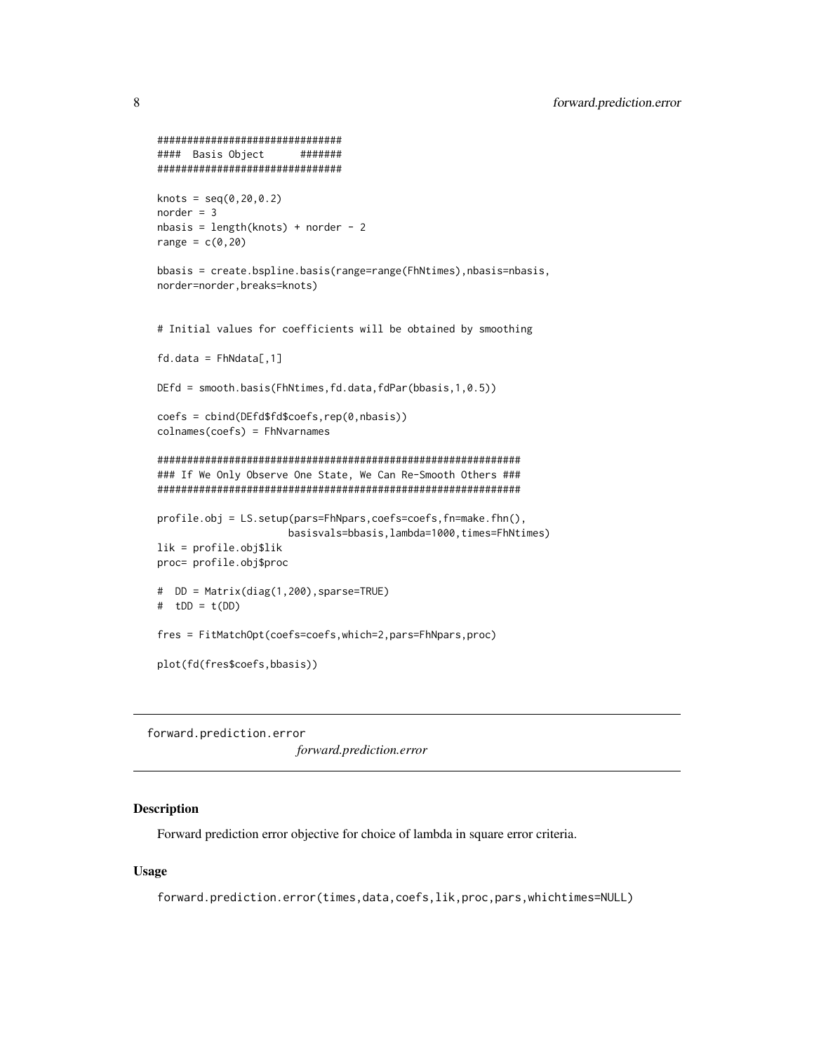```
###############################
####  Basis Object      #######
###############################

knots = seq(0,20,0.2)
norder = 3
nbasis = length(knots) + norder - 2
range = c(0,20)

bbasis = create.bspline.basis(range=range(FhNtimes),nbasis=nbasis,
norder=norder,breaks=knots)


# Initial values for coefficients will be obtained by smoothing

fd.data = FhNdata[,1]

DEfd = smooth.basis(FhNtimes,fd.data,fdPar(bbasis,1,0.5))

coefs = cbind(DEfd$fd$coefs,rep(0,nbasis))
colnames(coefs) = FhNvarnames

##############################################################
### If We Only Observe One State, We Can Re-Smooth Others ###
##############################################################

profile.obj = LS.setup(pars=FhNpars,coefs=coefs,fn=make.fhn(),
                      basisvals=bbasis,lambda=1000,times=FhNtimes)
lik = profile.obj$lik
proc= profile.obj$proc

#  DD = Matrix(diag(1,200),sparse=TRUE)
#  tDD = t(DD)

fres = FitMatchOpt(coefs=coefs,which=2,pars=FhNpars,proc)

plot(fd(fres$coefs,bbasis))
```

---

## forward.prediction.error *forward.prediction.error*

---

### Description

Forward prediction error objective for choice of lambda in square error criteria.

### Usage

```
forward.prediction.error(times,data,coefs,lik,proc,pars,whichtimes=NULL)
```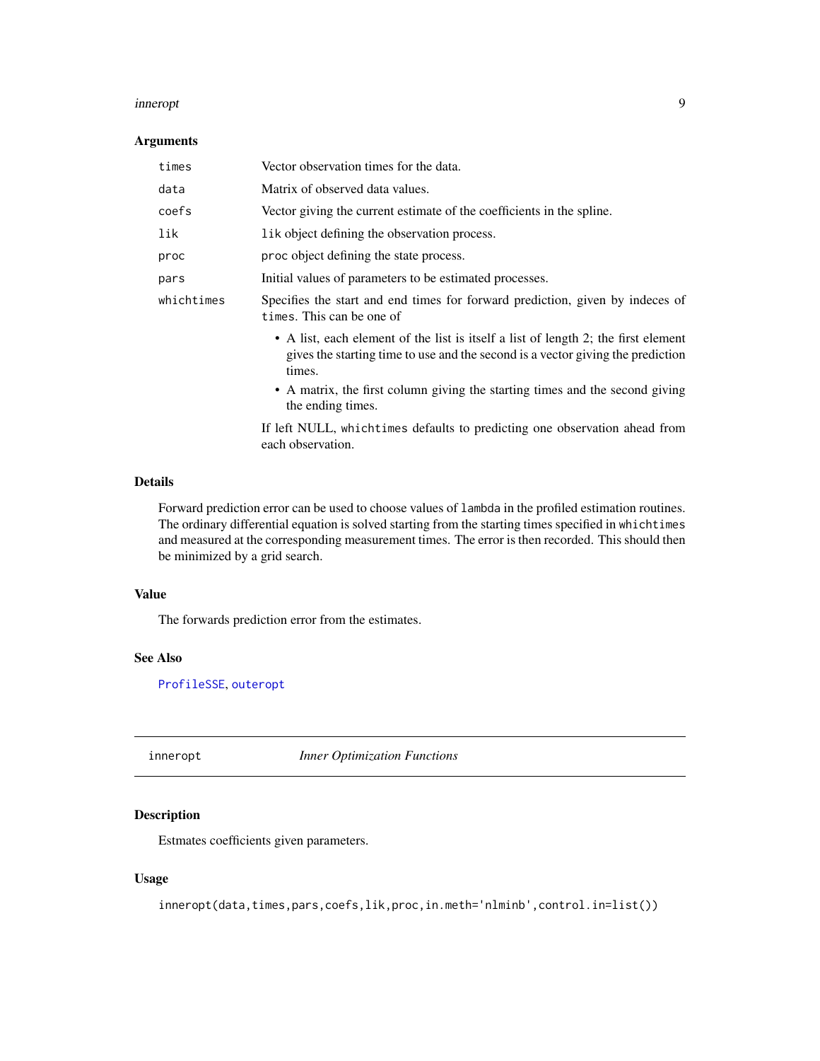### Arguments

| | |
|---|---|
| `times` | Vector observation times for the data. |
| `data` | Matrix of observed data values. |
| `coefs` | Vector giving the current estimate of the coefficients in the spline. |
| `lik` | `lik` object defining the observation process. |
| `proc` | `proc` object defining the state process. |
| `pars` | Initial values of parameters to be estimated processes. |
| `whichtimes` | Specifies the start and end times for forward prediction, given by indeces of `times`. This can be one of<br>• A list, each element of the list is itself a list of length 2; the first element gives the starting time to use and the second is a vector giving the prediction times.<br>• A matrix, the first column giving the starting times and the second giving the ending times.<br>If left NULL, `whichtimes` defaults to predicting one observation ahead from each observation. |

### Details

Forward prediction error can be used to choose values of `lambda` in the profiled estimation routines. The ordinary differential equation is solved starting from the starting times specified in `whichtimes` and measured at the corresponding measurement times. The error is then recorded. This should then be minimized by a grid search.

### Value

The forwards prediction error from the estimates.

### See Also

`ProfileSSE`, `outeropt`

---

## `inneropt` *Inner Optimization Functions*

### Description

Estmates coefficients given parameters.

### Usage

```
inneropt(data,times,pars,coefs,lik,proc,in.meth='nlminb',control.in=list())
```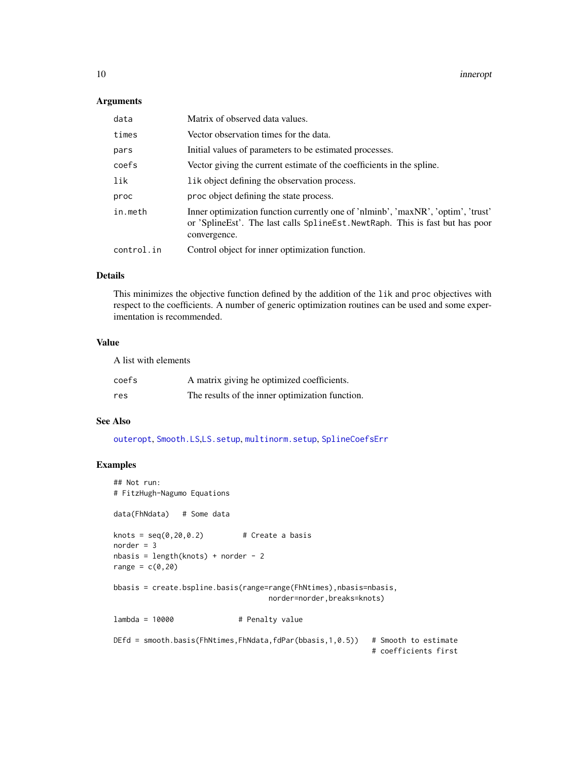### Arguments

| | |
|---|---|
| `data` | Matrix of observed data values. |
| `times` | Vector observation times for the data. |
| `pars` | Initial values of parameters to be estimated processes. |
| `coefs` | Vector giving the current estimate of the coefficients in the spline. |
| `lik` | `lik` object defining the observation process. |
| `proc` | `proc` object defining the state process. |
| `in.meth` | Inner optimization function currently one of 'nlminb', 'maxNR', 'optim', 'trust' or 'SplineEst'. The last calls `SplineEst.NewtRaph`. This is fast but has poor convergence. |
| `control.in` | Control object for inner optimization function. |

### Details

This minimizes the objective function defined by the addition of the `lik` and `proc` objectives with respect to the coefficients. A number of generic optimization routines can be used and some experimentation is recommended.

### Value

A list with elements

| | |
|---|---|
| `coefs` | A matrix giving he optimized coefficients. |
| `res` | The results of the inner optimization function. |

### See Also

`outeropt`, `Smooth.LS`,`LS.setup`, `multinorm.setup`, `SplineCoefsErr`

### Examples

```
## Not run:
# FitzHugh-Nagumo Equations

data(FhNdata)   # Some data

knots = seq(0,20,0.2)         # Create a basis
norder = 3
nbasis = length(knots) + norder - 2
range = c(0,20)

bbasis = create.bspline.basis(range=range(FhNtimes),nbasis=nbasis,
                                    norder=norder,breaks=knots)

lambda = 10000               # Penalty value

DEfd = smooth.basis(FhNtimes,FhNdata,fdPar(bbasis,1,0.5))   # Smooth to estimate
                                                            # coefficients first
```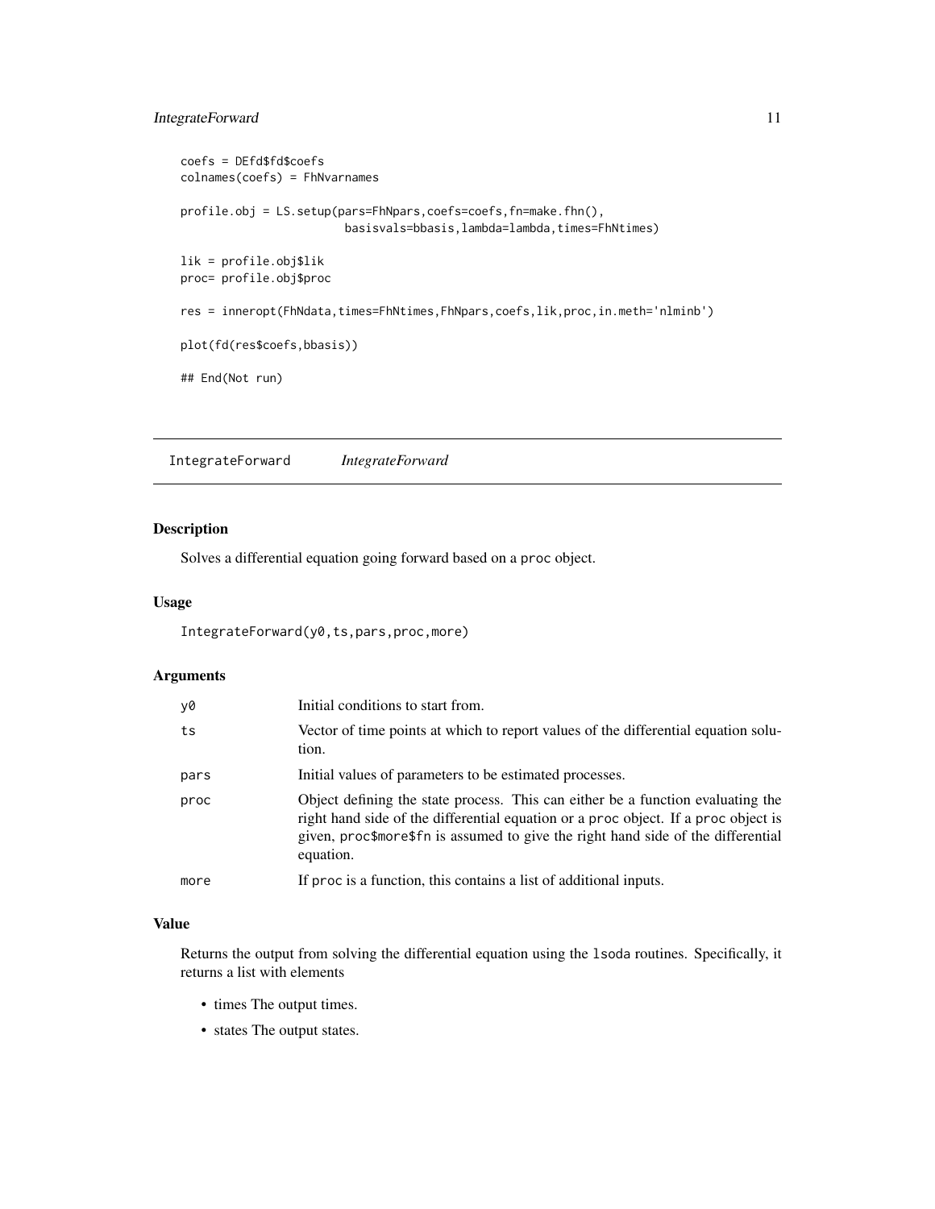```
coefs = DEfd$fd$coefs
colnames(coefs) = FhNvarnames

profile.obj = LS.setup(pars=FhNpars,coefs=coefs,fn=make.fhn(),
                       basisvals=bbasis,lambda=lambda,times=FhNtimes)

lik = profile.obj$lik
proc= profile.obj$proc

res = inneropt(FhNdata,times=FhNtimes,FhNpars,coefs,lik,proc,in.meth='nlminb')

plot(fd(res$coefs,bbasis))

## End(Not run)
```

---

## IntegrateForward *IntegrateForward*

### Description

Solves a differential equation going forward based on a `proc` object.

### Usage

```
IntegrateForward(y0,ts,pars,proc,more)
```

### Arguments

| | |
|---|---|
| `y0` | Initial conditions to start from. |
| `ts` | Vector of time points at which to report values of the differential equation solution. |
| `pars` | Initial values of parameters to be estimated processes. |
| `proc` | Object defining the state process. This can either be a function evaluating the right hand side of the differential equation or a `proc` object. If a `proc` object is given, `proc$more$fn` is assumed to give the right hand side of the differential equation. |
| `more` | If `proc` is a function, this contains a list of additional inputs. |

### Value

Returns the output from solving the differential equation using the `lsoda` routines. Specifically, it returns a list with elements

- times The output times.
- states The output states.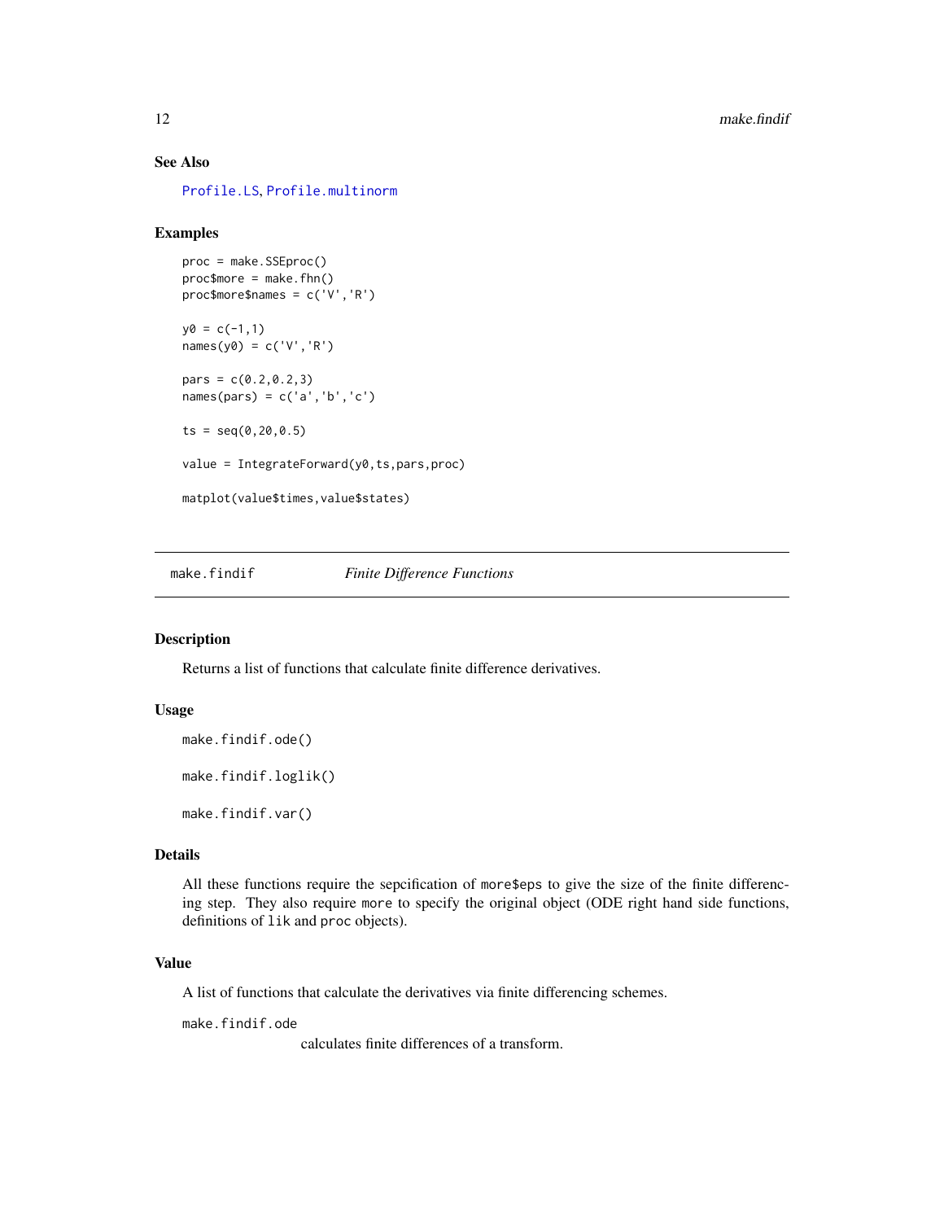## See Also

Profile.LS, Profile.multinorm

## Examples

```
proc = make.SSEproc()
proc$more = make.fhn()
proc$more$names = c('V','R')

y0 = c(-1,1)
names(y0) = c('V','R')

pars = c(0.2,0.2,3)
names(pars) = c('a','b','c')

ts = seq(0,20,0.5)

value = IntegrateForward(y0,ts,pars,proc)

matplot(value$times,value$states)
```

---

# make.findif *Finite Difference Functions*

## Description

Returns a list of functions that calculate finite difference derivatives.

## Usage

```
make.findif.ode()

make.findif.loglik()

make.findif.var()
```

## Details

All these functions require the sepcification of `more$eps` to give the size of the finite differencing step. They also require `more` to specify the original object (ODE right hand side functions, definitions of `lik` and `proc` objects).

## Value

A list of functions that calculate the derivatives via finite differencing schemes.

`make.findif.ode`
: calculates finite differences of a transform.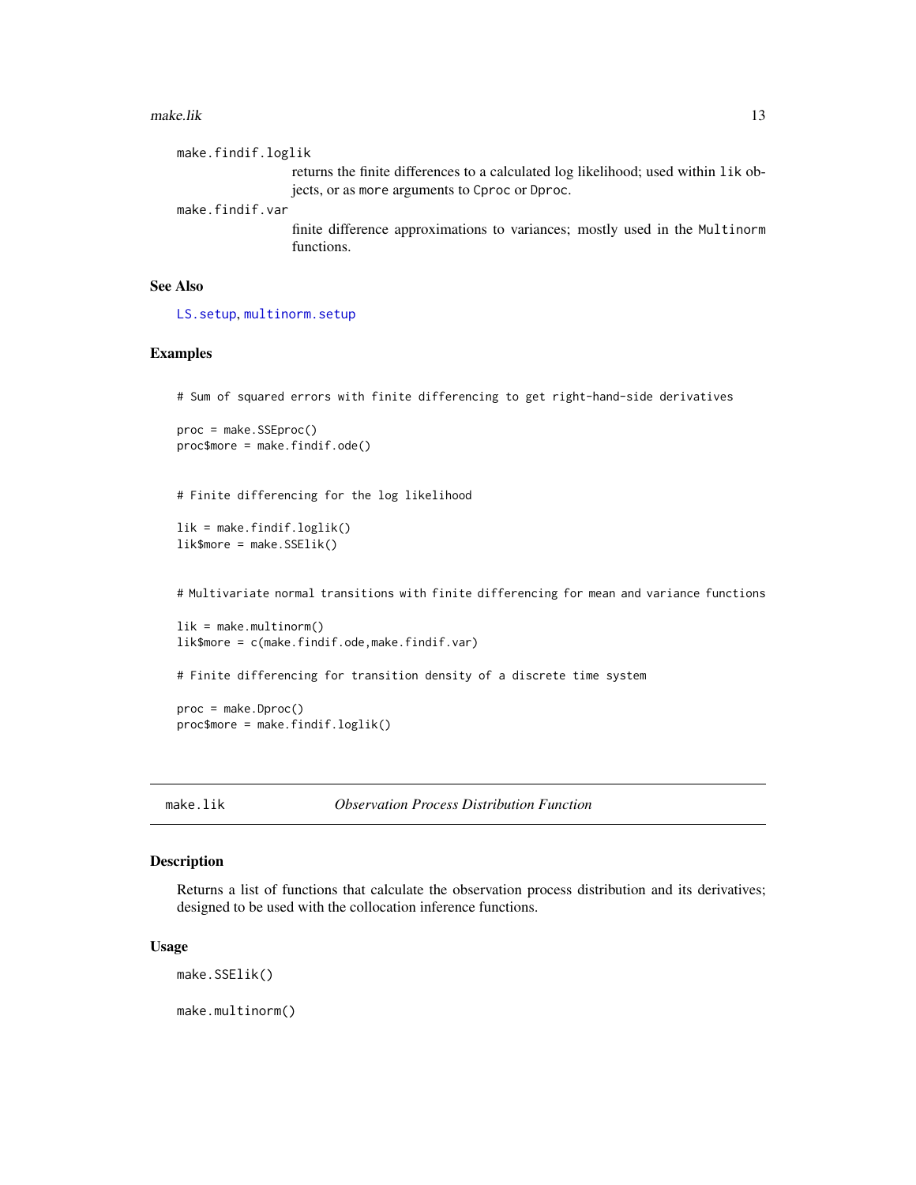make.findif.loglik
: returns the finite differences to a calculated log likelihood; used within `lik` objects, or as `more` arguments to `Cproc` or `Dproc`.

make.findif.var
: finite difference approximations to variances; mostly used in the `Multinorm` functions.

### See Also

LS.setup, multinorm.setup

### Examples

```
# Sum of squared errors with finite differencing to get right-hand-side derivatives

proc = make.SSEproc()
proc$more = make.findif.ode()


# Finite differencing for the log likelihood

lik = make.findif.loglik()
lik$more = make.SSElik()


# Multivariate normal transitions with finite differencing for mean and variance functions

lik = make.multinorm()
lik$more = c(make.findif.ode,make.findif.var)

# Finite differencing for transition density of a discrete time system

proc = make.Dproc()
proc$more = make.findif.loglik()
```

---

## make.lik — *Observation Process Distribution Function*

### Description

Returns a list of functions that calculate the observation process distribution and its derivatives; designed to be used with the collocation inference functions.

### Usage

```
make.SSElik()

make.multinorm()
```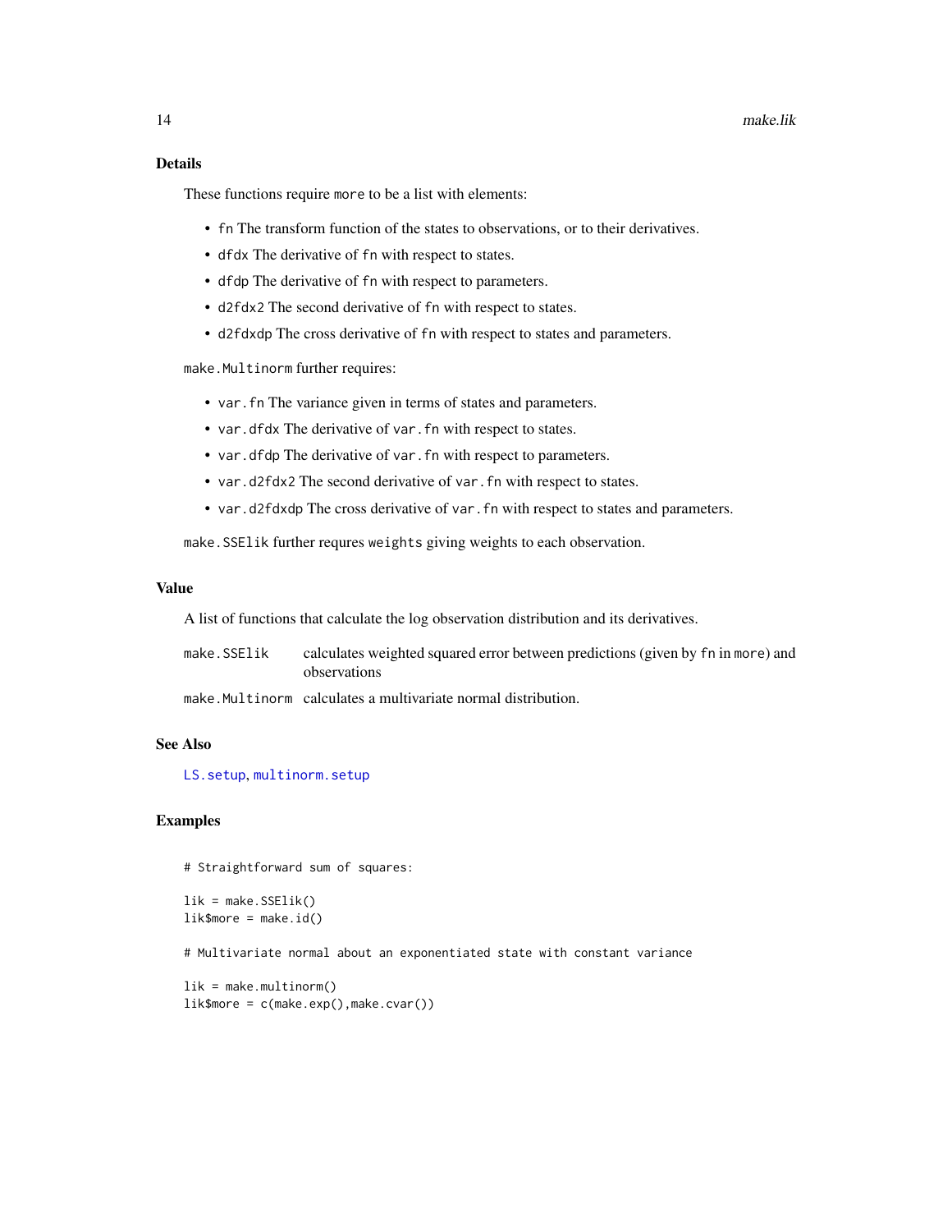## Details

These functions require `more` to be a list with elements:

- `fn` The transform function of the states to observations, or to their derivatives.
- `dfdx` The derivative of `fn` with respect to states.
- `dfdp` The derivative of `fn` with respect to parameters.
- `d2fdx2` The second derivative of `fn` with respect to states.
- `d2fdxdp` The cross derivative of `fn` with respect to states and parameters.

`make.Multinorm` further requires:

- `var.fn` The variance given in terms of states and parameters.
- `var.dfdx` The derivative of `var.fn` with respect to states.
- `var.dfdp` The derivative of `var.fn` with respect to parameters.
- `var.d2fdx2` The second derivative of `var.fn` with respect to states.
- `var.d2fdxdp` The cross derivative of `var.fn` with respect to states and parameters.

`make.SSElik` further requres `weights` giving weights to each observation.

## Value

A list of functions that calculate the log observation distribution and its derivatives.

| | |
|---|---|
| `make.SSElik` | calculates weighted squared error between predictions (given by `fn` in `more`) and observations |
| `make.Multinorm` | calculates a multivariate normal distribution. |

## See Also

`LS.setup`, `multinorm.setup`

## Examples

```
# Straightforward sum of squares:

lik = make.SSElik()
lik$more = make.id()

# Multivariate normal about an exponentiated state with constant variance

lik = make.multinorm()
lik$more = c(make.exp(),make.cvar())
```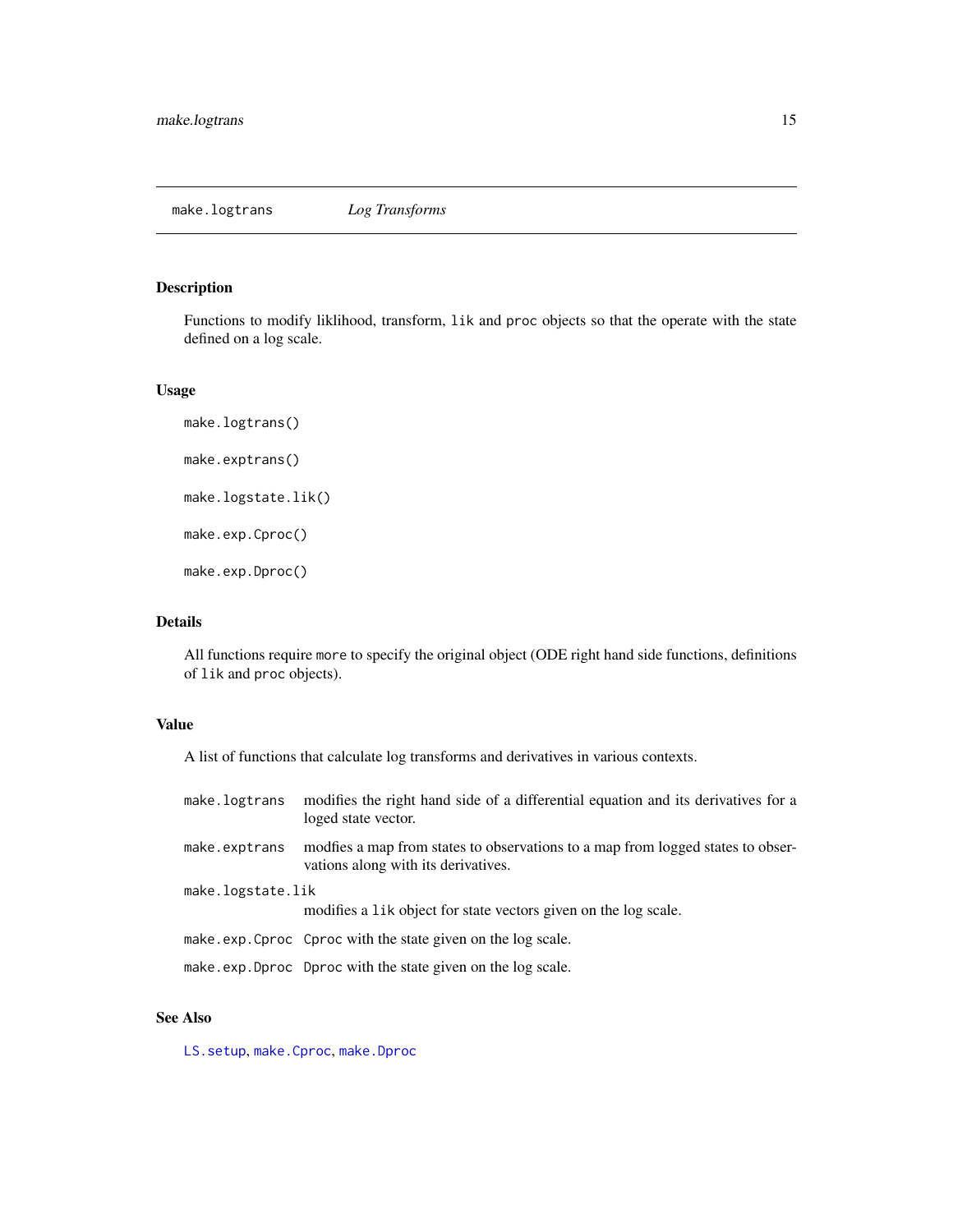## make.logtrans *Log Transforms*

### Description

Functions to modify liklihood, transform, `lik` and `proc` objects so that the operate with the state defined on a log scale.

### Usage

```
make.logtrans()

make.exptrans()

make.logstate.lik()

make.exp.Cproc()

make.exp.Dproc()
```

### Details

All functions require `more` to specify the original object (ODE right hand side functions, definitions of `lik` and `proc` objects).

### Value

A list of functions that calculate log transforms and derivatives in various contexts.

- `make.logtrans` modifies the right hand side of a differential equation and its derivatives for a loged state vector.
- `make.exptrans` modfies a map from states to observations to a map from logged states to observations along with its derivatives.
- `make.logstate.lik` modifies a `lik` object for state vectors given on the log scale.
- `make.exp.Cproc` `Cproc` with the state given on the log scale.
- `make.exp.Dproc` `Dproc` with the state given on the log scale.

### See Also

`LS.setup`, `make.Cproc`, `make.Dproc`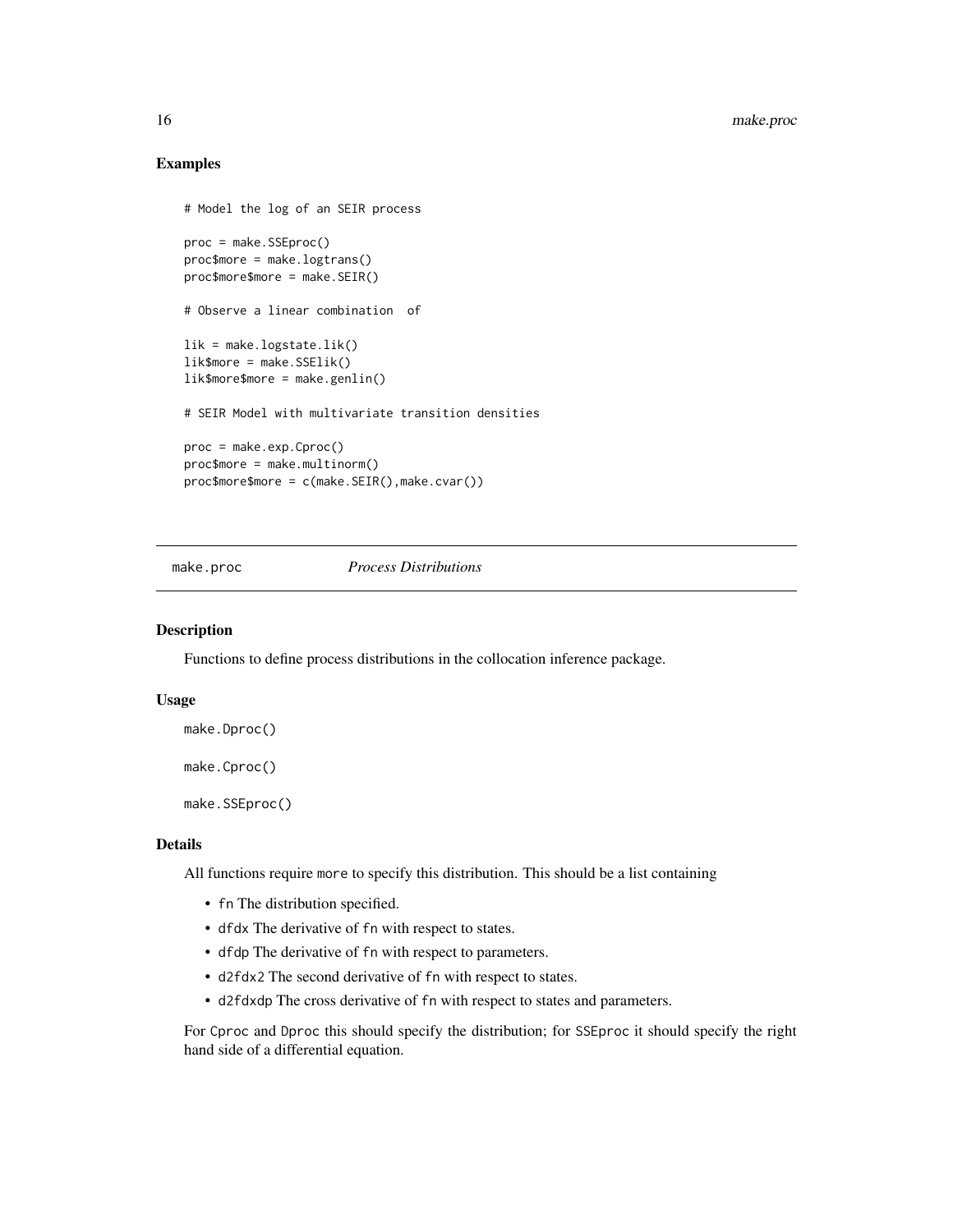## Examples

```
# Model the log of an SEIR process

proc = make.SSEproc()
proc$more = make.logtrans()
proc$more$more = make.SEIR()

# Observe a linear combination  of

lik = make.logstate.lik()
lik$more = make.SSElik()
lik$more$more = make.genlin()

# SEIR Model with multivariate transition densities

proc = make.exp.Cproc()
proc$more = make.multinorm()
proc$more$more = c(make.SEIR(),make.cvar())
```

---

# make.proc *Process Distributions*

## Description

Functions to define process distributions in the collocation inference package.

## Usage

```
make.Dproc()

make.Cproc()

make.SSEproc()
```

## Details

All functions require `more` to specify this distribution. This should be a list containing

- `fn` The distribution specified.
- `dfdx` The derivative of `fn` with respect to states.
- `dfdp` The derivative of `fn` with respect to parameters.
- `d2fdx2` The second derivative of `fn` with respect to states.
- `d2fdxdp` The cross derivative of `fn` with respect to states and parameters.

For `Cproc` and `Dproc` this should specify the distribution; for `SSEproc` it should specify the right hand side of a differential equation.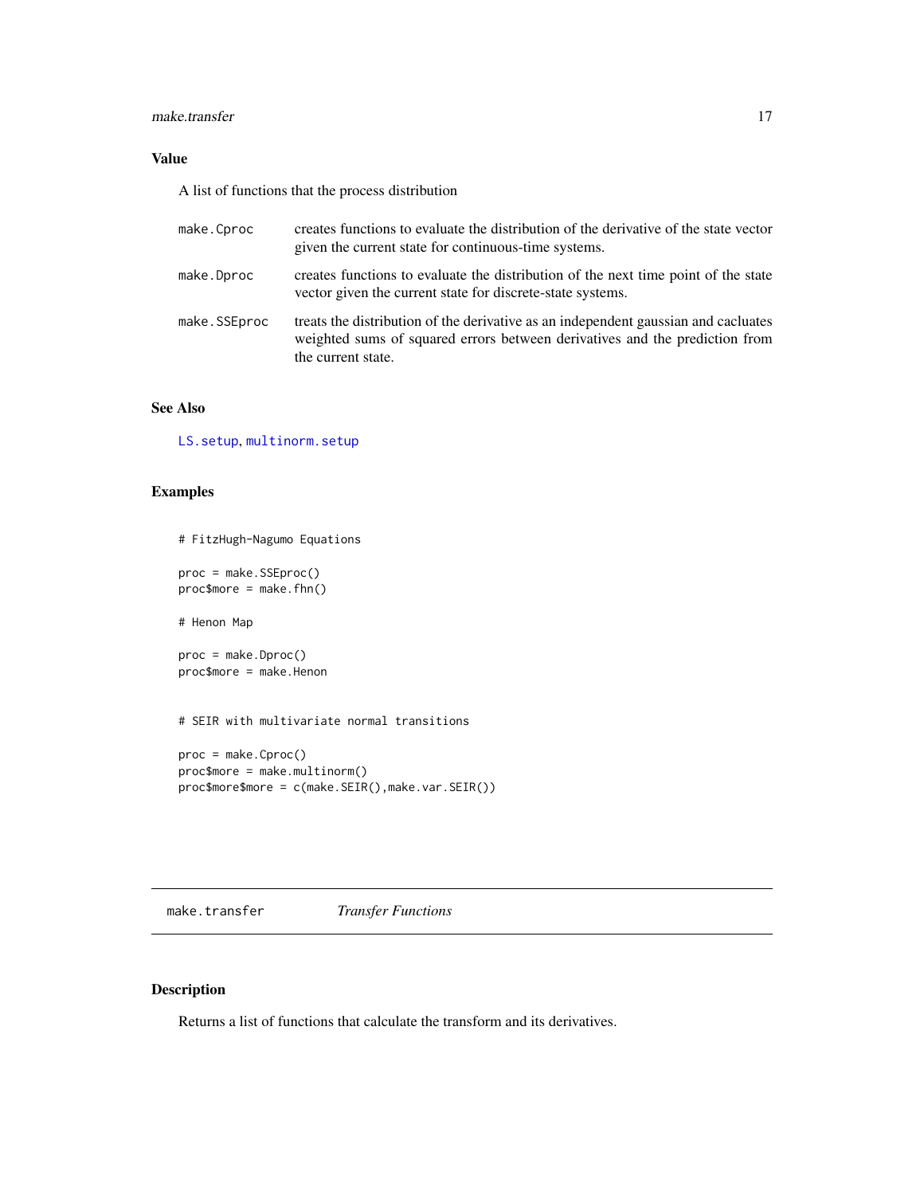### Value

A list of functions that the process distribution

| | |
|---|---|
| `make.Cproc` | creates functions to evaluate the distribution of the derivative of the state vector given the current state for continuous-time systems. |
| `make.Dproc` | creates functions to evaluate the distribution of the next time point of the state vector given the current state for discrete-state systems. |
| `make.SSEproc` | treats the distribution of the derivative as an independent gaussian and cacluates weighted sums of squared errors between derivatives and the prediction from the current state. |

### See Also

`LS.setup`, `multinorm.setup`

### Examples

```
# FitzHugh-Nagumo Equations

proc = make.SSEproc()
proc$more = make.fhn()

# Henon Map

proc = make.Dproc()
proc$more = make.Henon


# SEIR with multivariate normal transitions

proc = make.Cproc()
proc$more = make.multinorm()
proc$more$more = c(make.SEIR(),make.var.SEIR())
```

---

## make.transfer    *Transfer Functions*

### Description

Returns a list of functions that calculate the transform and its derivatives.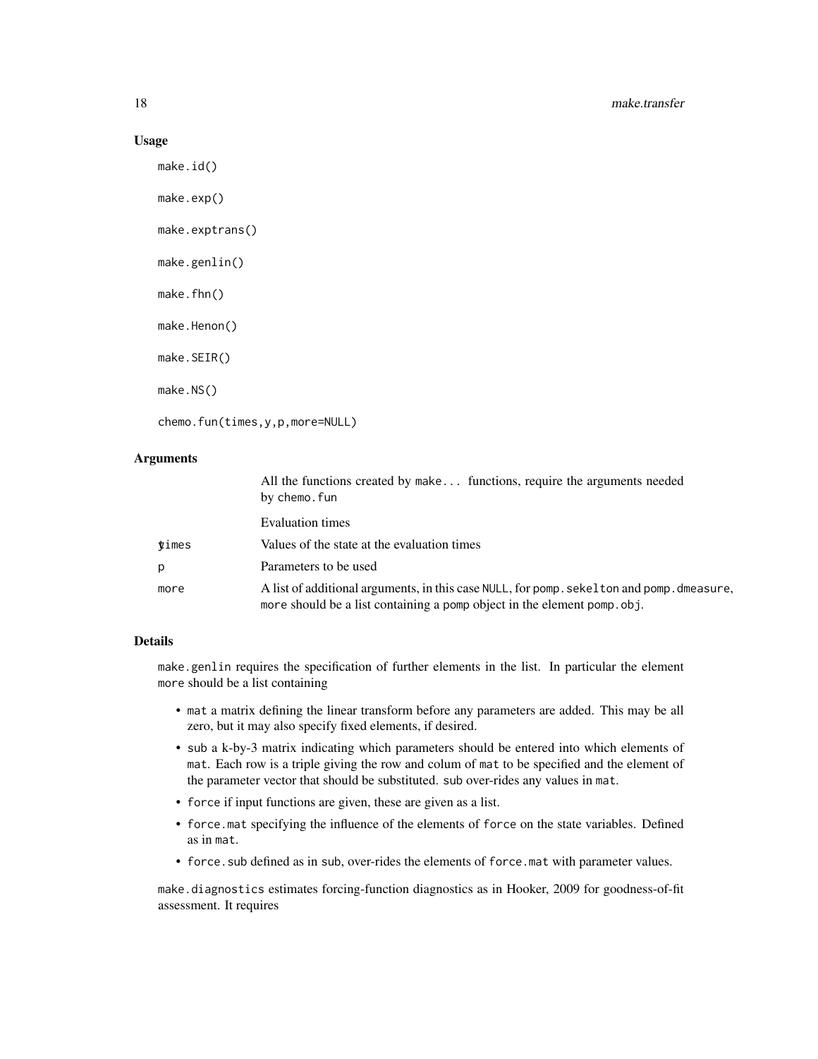## Usage

```
make.id()

make.exp()

make.exptrans()

make.genlin()

make.fhn()

make.Henon()

make.SEIR()

make.NS()

chemo.fun(times,y,p,more=NULL)
```

## Arguments

| | |
|---|---|
| | All the functions created by `make...` functions, require the arguments needed by `chemo.fun` |
| times | Evaluation times |
| y | Values of the state at the evaluation times |
| p | Parameters to be used |
| more | A list of additional arguments, in this case `NULL`, for `pomp.sekelton` and `pomp.dmeasure`, `more` should be a list containing a `pomp` object in the element `pomp.obj`. |

## Details

`make.genlin` requires the specification of further elements in the list. In particular the element `more` should be a list containing

- `mat` a matrix defining the linear transform before any parameters are added. This may be all zero, but it may also specify fixed elements, if desired.
- `sub` a k-by-3 matrix indicating which parameters should be entered into which elements of `mat`. Each row is a triple giving the row and colum of `mat` to be specified and the element of the parameter vector that should be substituted. `sub` over-rides any values in `mat`.
- `force` if input functions are given, these are given as a list.
- `force.mat` specifying the influence of the elements of `force` on the state variables. Defined as in `mat`.
- `force.sub` defined as in `sub`, over-rides the elements of `force.mat` with parameter values.

`make.diagnostics` estimates forcing-function diagnostics as in Hooker, 2009 for goodness-of-fit assessment. It requires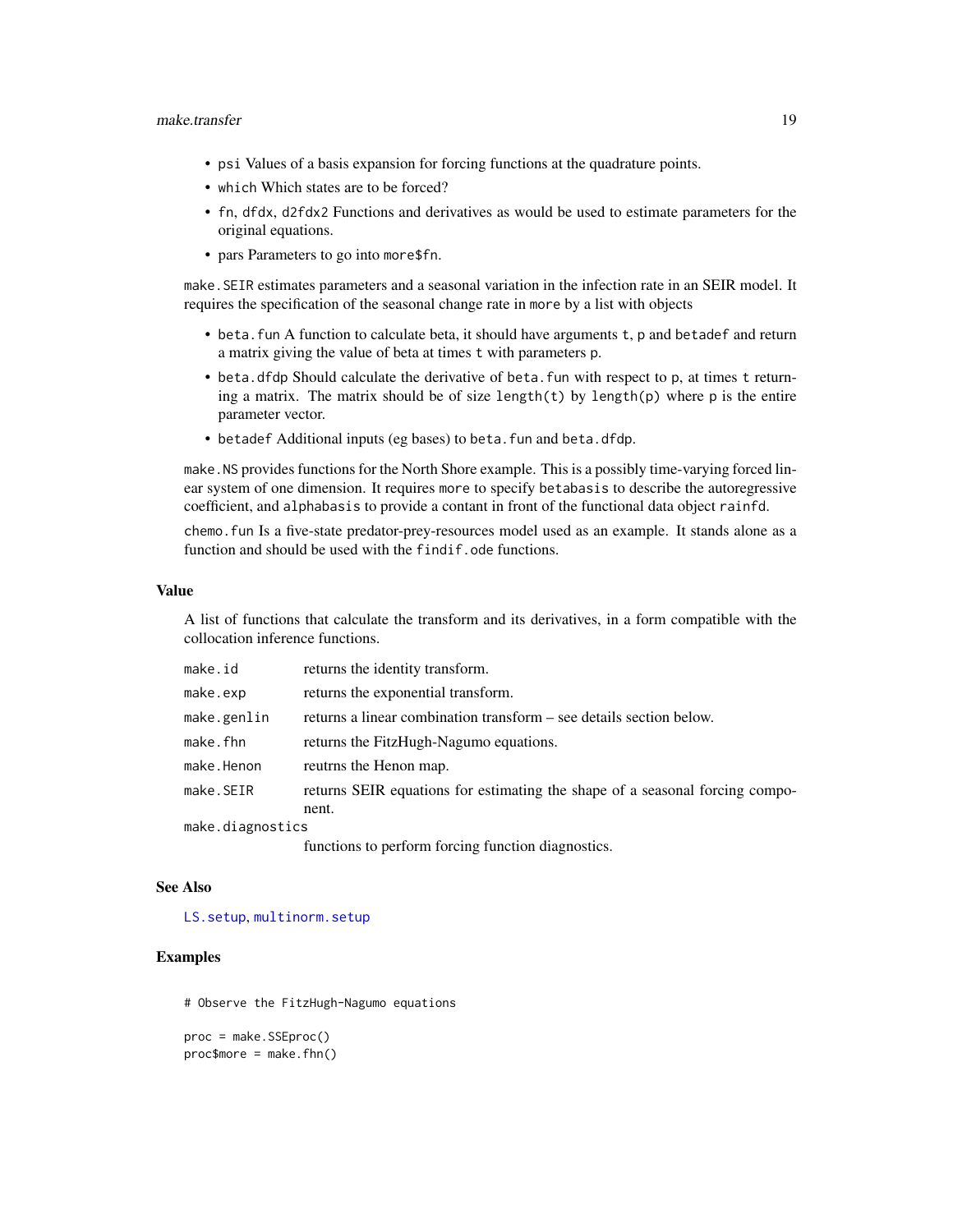- `psi` Values of a basis expansion for forcing functions at the quadrature points.
- `which` Which states are to be forced?
- `fn`, `dfdx`, `d2fdx2` Functions and derivatives as would be used to estimate parameters for the original equations.
- `pars` Parameters to go into `more$fn`.

`make.SEIR` estimates parameters and a seasonal variation in the infection rate in an SEIR model. It requires the specification of the seasonal change rate in `more` by a list with objects

- `beta.fun` A function to calculate beta, it should have arguments `t`, `p` and `betadef` and return a matrix giving the value of beta at times `t` with parameters `p`.
- `beta.dfdp` Should calculate the derivative of `beta.fun` with respect to `p`, at times `t` returning a matrix. The matrix should be of size `length(t)` by `length(p)` where `p` is the entire parameter vector.
- `betadef` Additional inputs (eg bases) to `beta.fun` and `beta.dfdp`.

`make.NS` provides functions for the North Shore example. This is a possibly time-varying forced linear system of one dimension. It requires `more` to specify `betabasis` to describe the autoregressive coefficient, and `alphabasis` to provide a contant in front of the functional data object `rainfd`.

`chemo.fun` Is a five-state predator-prey-resources model used as an example. It stands alone as a function and should be used with the `findif.ode` functions.

### Value

A list of functions that calculate the transform and its derivatives, in a form compatible with the collocation inference functions.

| | |
|---|---|
| `make.id` | returns the identity transform. |
| `make.exp` | returns the exponential transform. |
| `make.genlin` | returns a linear combination transform – see details section below. |
| `make.fhn` | returns the FitzHugh-Nagumo equations. |
| `make.Henon` | reutrns the Henon map. |
| `make.SEIR` | returns SEIR equations for estimating the shape of a seasonal forcing component. |
| `make.diagnostics` | functions to perform forcing function diagnostics. |

### See Also

`LS.setup`, `multinorm.setup`

### Examples

```
# Observe the FitzHugh-Nagumo equations

proc = make.SSEproc()
proc$more = make.fhn()
```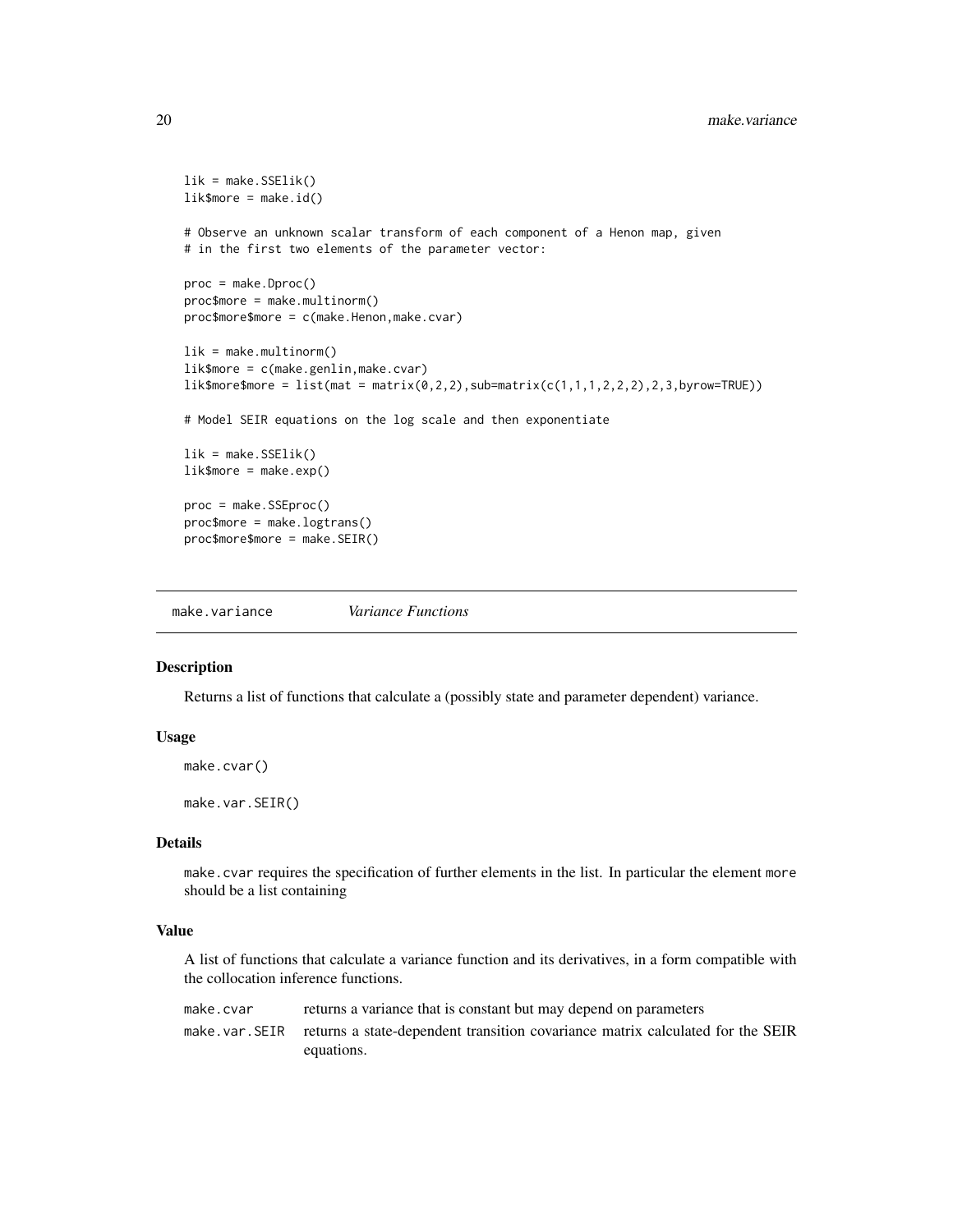```
lik = make.SSElik()
lik$more = make.id()

# Observe an unknown scalar transform of each component of a Henon map, given
# in the first two elements of the parameter vector:

proc = make.Dproc()
proc$more = make.multinorm()
proc$more$more = c(make.Henon,make.cvar)

lik = make.multinorm()
lik$more = c(make.genlin,make.cvar)
lik$more$more = list(mat = matrix(0,2,2),sub=matrix(c(1,1,1,2,2,2),2,3,byrow=TRUE))

# Model SEIR equations on the log scale and then exponentiate

lik = make.SSElik()
lik$more = make.exp()

proc = make.SSEproc()
proc$more = make.logtrans()
proc$more$more = make.SEIR()
```

## make.variance *Variance Functions*

### Description

Returns a list of functions that calculate a (possibly state and parameter dependent) variance.

### Usage

```
make.cvar()

make.var.SEIR()
```

### Details

make.cvar requires the specification of further elements in the list. In particular the element more should be a list containing

### Value

A list of functions that calculate a variance function and its derivatives, in a form compatible with the collocation inference functions.

| | |
|---|---|
| make.cvar | returns a variance that is constant but may depend on parameters |
| make.var.SEIR | returns a state-dependent transition covariance matrix calculated for the SEIR equations. |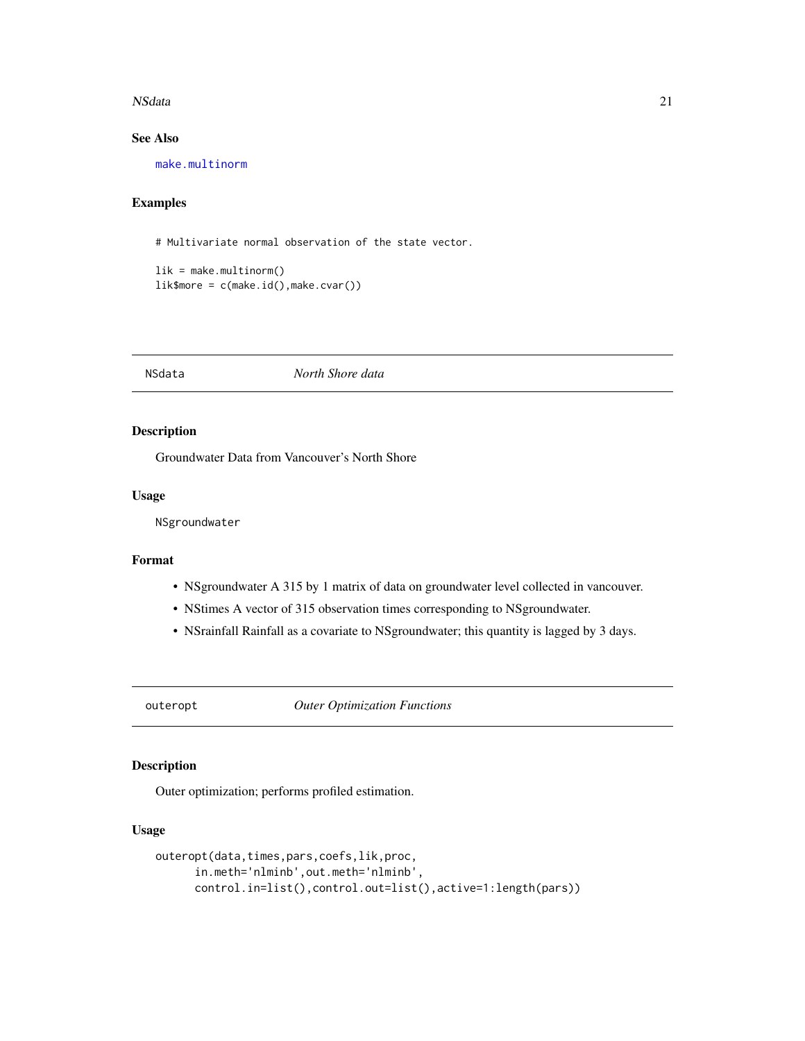### See Also

make.multinorm

### Examples

```
# Multivariate normal observation of the state vector.

lik = make.multinorm()
lik$more = c(make.id(),make.cvar())
```

---

## NSdata — *North Shore data*

### Description

Groundwater Data from Vancouver's North Shore

### Usage

```
NSgroundwater
```

### Format

- NSgroundwater A 315 by 1 matrix of data on groundwater level collected in vancouver.
- NStimes A vector of 315 observation times corresponding to NSgroundwater.
- NSrainfall Rainfall as a covariate to NSgroundwater; this quantity is lagged by 3 days.

---

## outeropt — *Outer Optimization Functions*

### Description

Outer optimization; performs profiled estimation.

### Usage

```
outeropt(data,times,pars,coefs,lik,proc,
      in.meth='nlminb',out.meth='nlminb',
      control.in=list(),control.out=list(),active=1:length(pars))
```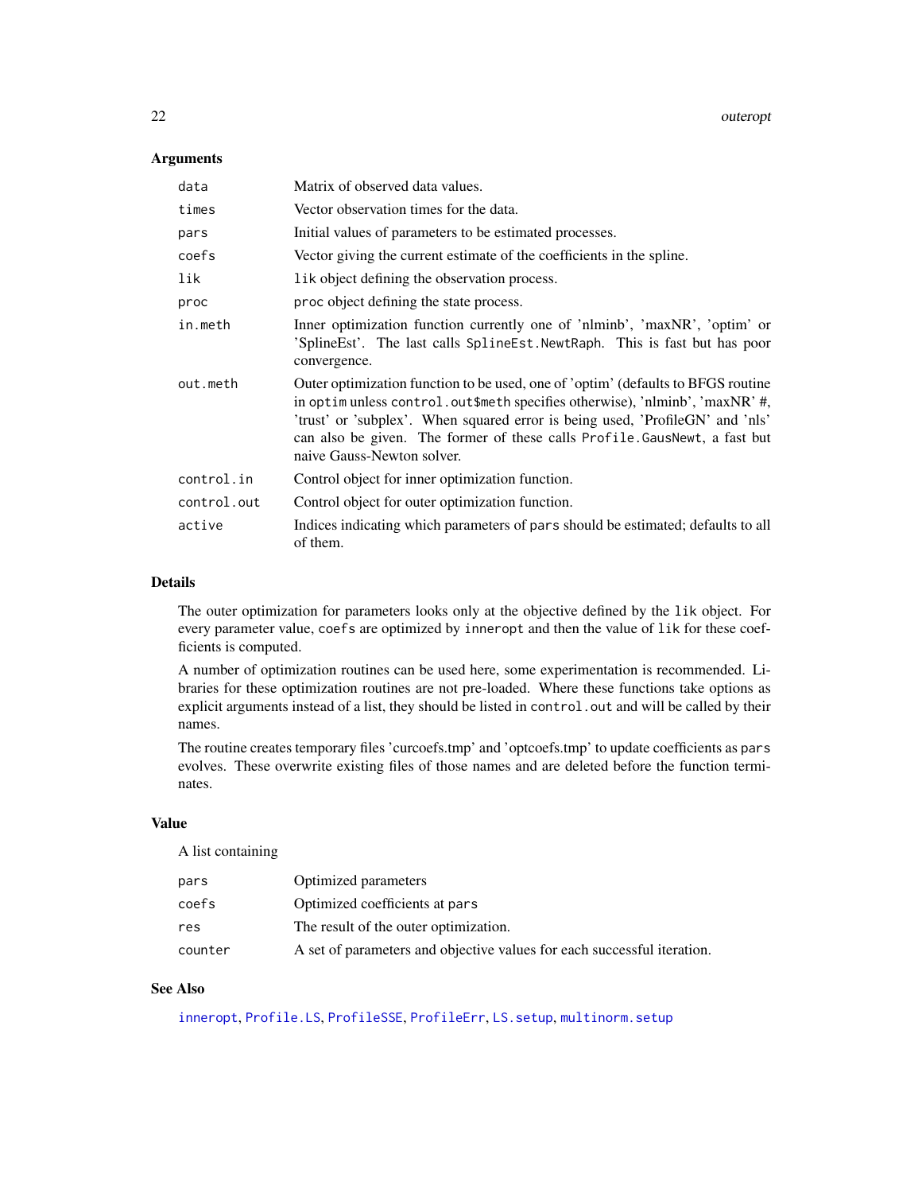## Arguments

| | |
|---|---|
| `data` | Matrix of observed data values. |
| `times` | Vector observation times for the data. |
| `pars` | Initial values of parameters to be estimated processes. |
| `coefs` | Vector giving the current estimate of the coefficients in the spline. |
| `lik` | `lik` object defining the observation process. |
| `proc` | `proc` object defining the state process. |
| `in.meth` | Inner optimization function currently one of 'nlminb', 'maxNR', 'optim' or 'SplineEst'. The last calls `SplineEst.NewtRaph`. This is fast but has poor convergence. |
| `out.meth` | Outer optimization function to be used, one of 'optim' (defaults to BFGS routine in `optim` unless `control.out$meth` specifies otherwise), 'nlminb', 'maxNR' #, 'trust' or 'subplex'. When squared error is being used, 'ProfileGN' and 'nls' can also be given. The former of these calls `Profile.GausNewt`, a fast but naive Gauss-Newton solver. |
| `control.in` | Control object for inner optimization function. |
| `control.out` | Control object for outer optimization function. |
| `active` | Indices indicating which parameters of `pars` should be estimated; defaults to all of them. |

## Details

The outer optimization for parameters looks only at the objective defined by the `lik` object. For every parameter value, `coefs` are optimized by `inneropt` and then the value of `lik` for these coefficients is computed.

A number of optimization routines can be used here, some experimentation is recommended. Libraries for these optimization routines are not pre-loaded. Where these functions take options as explicit arguments instead of a list, they should be listed in `control.out` and will be called by their names.

The routine creates temporary files 'curcoefs.tmp' and 'optcoefs.tmp' to update coefficients as `pars` evolves. These overwrite existing files of those names and are deleted before the function terminates.

## Value

A list containing

| | |
|---|---|
| `pars` | Optimized parameters |
| `coefs` | Optimized coefficients at `pars` |
| `res` | The result of the outer optimization. |
| `counter` | A set of parameters and objective values for each successful iteration. |

## See Also

`inneropt`, `Profile.LS`, `ProfileSSE`, `ProfileErr`, `LS.setup`, `multinorm.setup`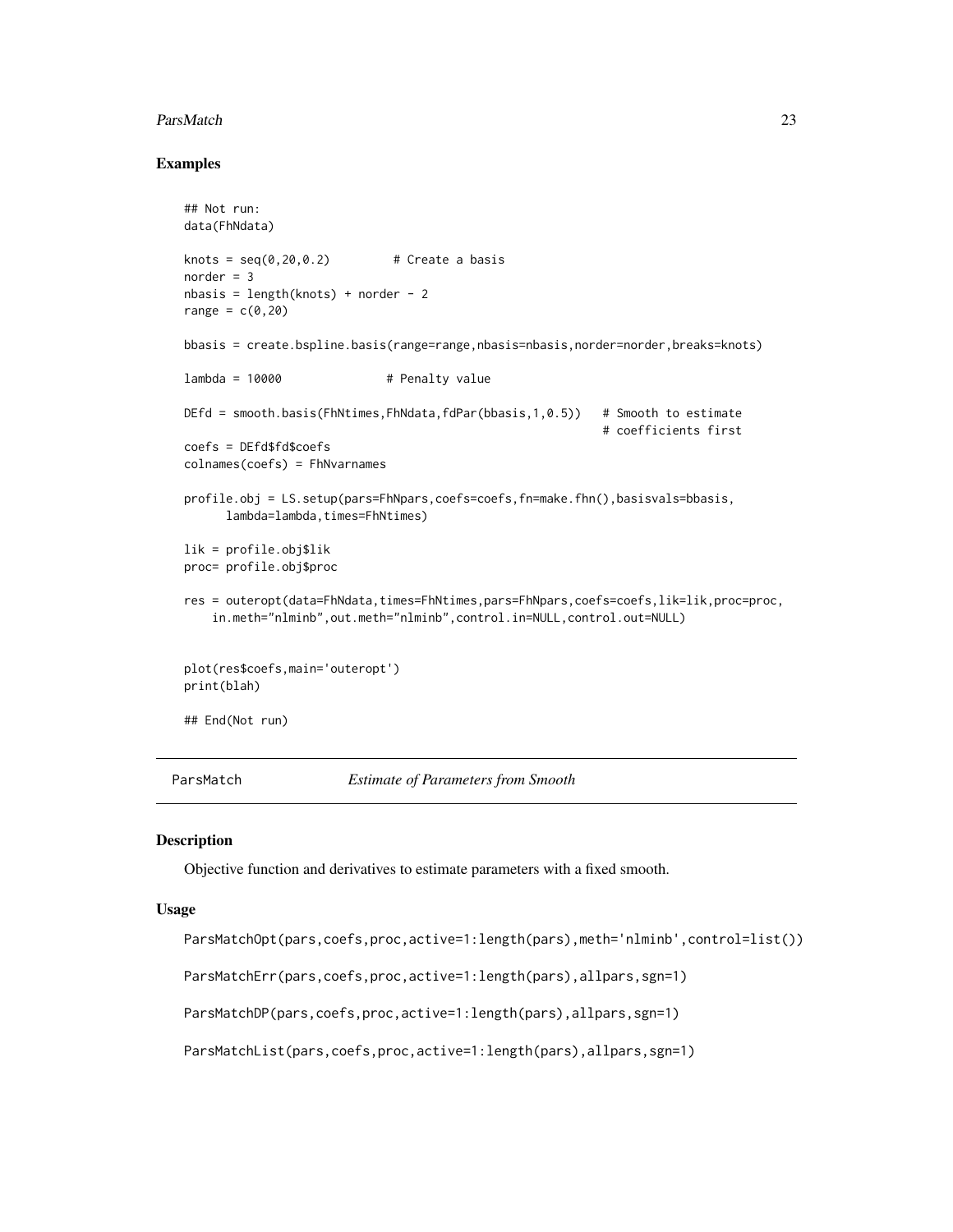## Examples

```
## Not run:
data(FhNdata)

knots = seq(0,20,0.2)         # Create a basis
norder = 3
nbasis = length(knots) + norder - 2
range = c(0,20)

bbasis = create.bspline.basis(range=range,nbasis=nbasis,norder=norder,breaks=knots)

lambda = 10000              # Penalty value

DEfd = smooth.basis(FhNtimes,FhNdata,fdPar(bbasis,1,0.5))   # Smooth to estimate
                                                            # coefficients first
coefs = DEfd$fd$coefs
colnames(coefs) = FhNvarnames

profile.obj = LS.setup(pars=FhNpars,coefs=coefs,fn=make.fhn(),basisvals=bbasis,
      lambda=lambda,times=FhNtimes)

lik = profile.obj$lik
proc= profile.obj$proc

res = outeropt(data=FhNdata,times=FhNtimes,pars=FhNpars,coefs=coefs,lik=lik,proc=proc,
    in.meth="nlminb",out.meth="nlminb",control.in=NULL,control.out=NULL)


plot(res$coefs,main='outeropt')
print(blah)

## End(Not run)
```

## ParsMatch — *Estimate of Parameters from Smooth*

### Description

Objective function and derivatives to estimate parameters with a fixed smooth.

### Usage

```
ParsMatchOpt(pars,coefs,proc,active=1:length(pars),meth='nlminb',control=list())

ParsMatchErr(pars,coefs,proc,active=1:length(pars),allpars,sgn=1)

ParsMatchDP(pars,coefs,proc,active=1:length(pars),allpars,sgn=1)

ParsMatchList(pars,coefs,proc,active=1:length(pars),allpars,sgn=1)
```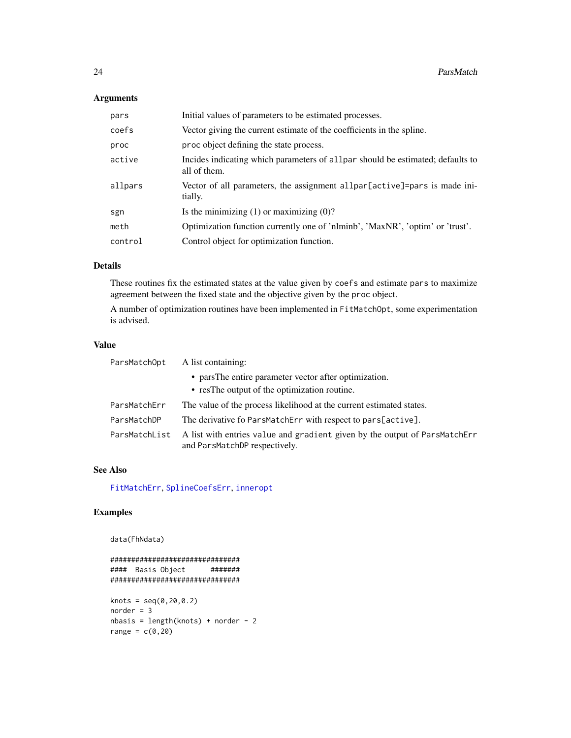## Arguments

| | |
|---|---|
| `pars` | Initial values of parameters to be estimated processes. |
| `coefs` | Vector giving the current estimate of the coefficients in the spline. |
| `proc` | `proc` object defining the state process. |
| `active` | Incides indicating which parameters of `allpar` should be estimated; defaults to all of them. |
| `allpars` | Vector of all parameters, the assignment `allpar[active]=pars` is made initially. |
| `sgn` | Is the minimizing (1) or maximizing (0)? |
| `meth` | Optimization function currently one of 'nlminb', 'MaxNR', 'optim' or 'trust'. |
| `control` | Control object for optimization function. |

## Details

These routines fix the estimated states at the value given by `coefs` and estimate `pars` to maximize agreement between the fixed state and the objective given by the `proc` object.

A number of optimization routines have been implemented in `FitMatchOpt`, some experimentation is advised.

## Value

| | |
|---|---|
| `ParsMatchOpt` | A list containing: <br>• parsThe entire parameter vector after optimization. <br>• resThe output of the optimization routine. |
| `ParsMatchErr` | The value of the process likelihood at the current estimated states. |
| `ParsMatchDP` | The derivative fo `ParsMatchErr` with respect to `pars[active]`. |
| `ParsMatchList` | A list with entries `value` and `gradient` given by the output of `ParsMatchErr` and `ParsMatchDP` respectively. |

## See Also

`FitMatchErr`, `SplineCoefsErr`, `inneropt`

## Examples

```
data(FhNdata)

###############################
####  Basis Object      #######
###############################

knots = seq(0,20,0.2)
norder = 3
nbasis = length(knots) + norder - 2
range = c(0,20)
```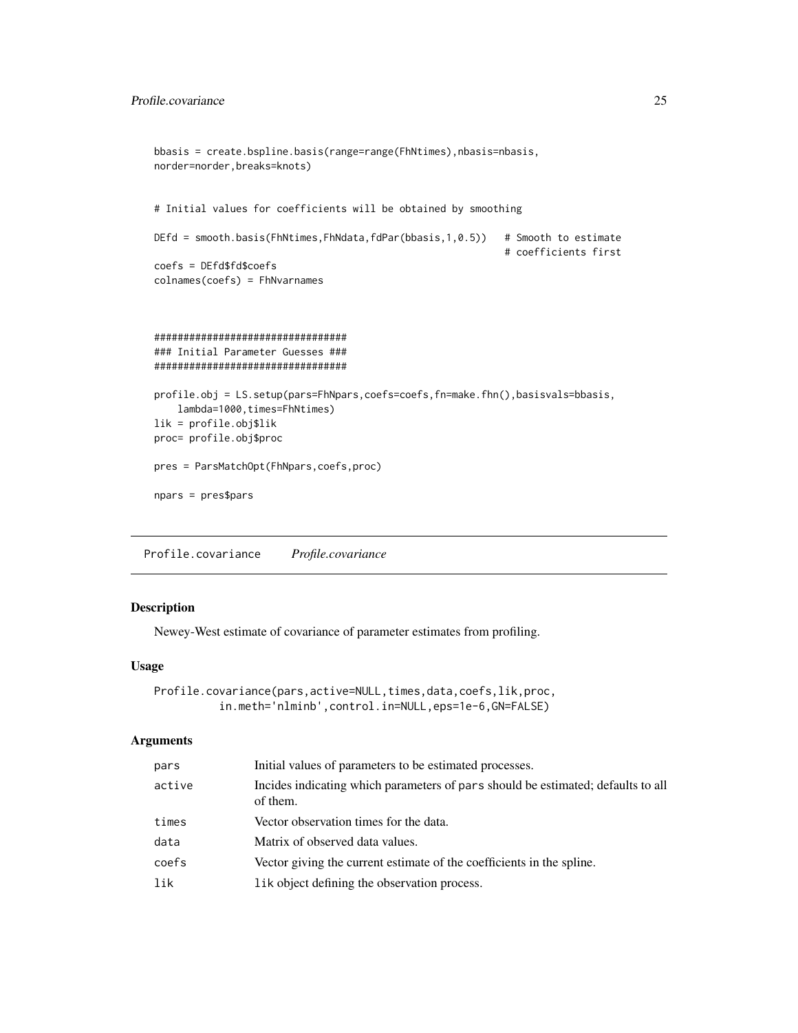```
bbasis = create.bspline.basis(range=range(FhNtimes),nbasis=nbasis,
norder=norder,breaks=knots)


# Initial values for coefficients will be obtained by smoothing

DEfd = smooth.basis(FhNtimes,FhNdata,fdPar(bbasis,1,0.5))   # Smooth to estimate
                                                             # coefficients first
coefs = DEfd$fd$coefs
colnames(coefs) = FhNvarnames



#################################
### Initial Parameter Guesses ###
#################################

profile.obj = LS.setup(pars=FhNpars,coefs=coefs,fn=make.fhn(),basisvals=bbasis,
    lambda=1000,times=FhNtimes)
lik = profile.obj$lik
proc= profile.obj$proc

pres = ParsMatchOpt(FhNpars,coefs,proc)

npars = pres$pars
```

## Profile.covariance    *Profile.covariance*

### Description

Newey-West estimate of covariance of parameter estimates from profiling.

### Usage

```
Profile.covariance(pars,active=NULL,times,data,coefs,lik,proc,
         in.meth='nlminb',control.in=NULL,eps=1e-6,GN=FALSE)
```

### Arguments

| | |
|---|---|
| pars | Initial values of parameters to be estimated processes. |
| active | Incides indicating which parameters of pars should be estimated; defaults to all of them. |
| times | Vector observation times for the data. |
| data | Matrix of observed data values. |
| coefs | Vector giving the current estimate of the coefficients in the spline. |
| lik | lik object defining the observation process. |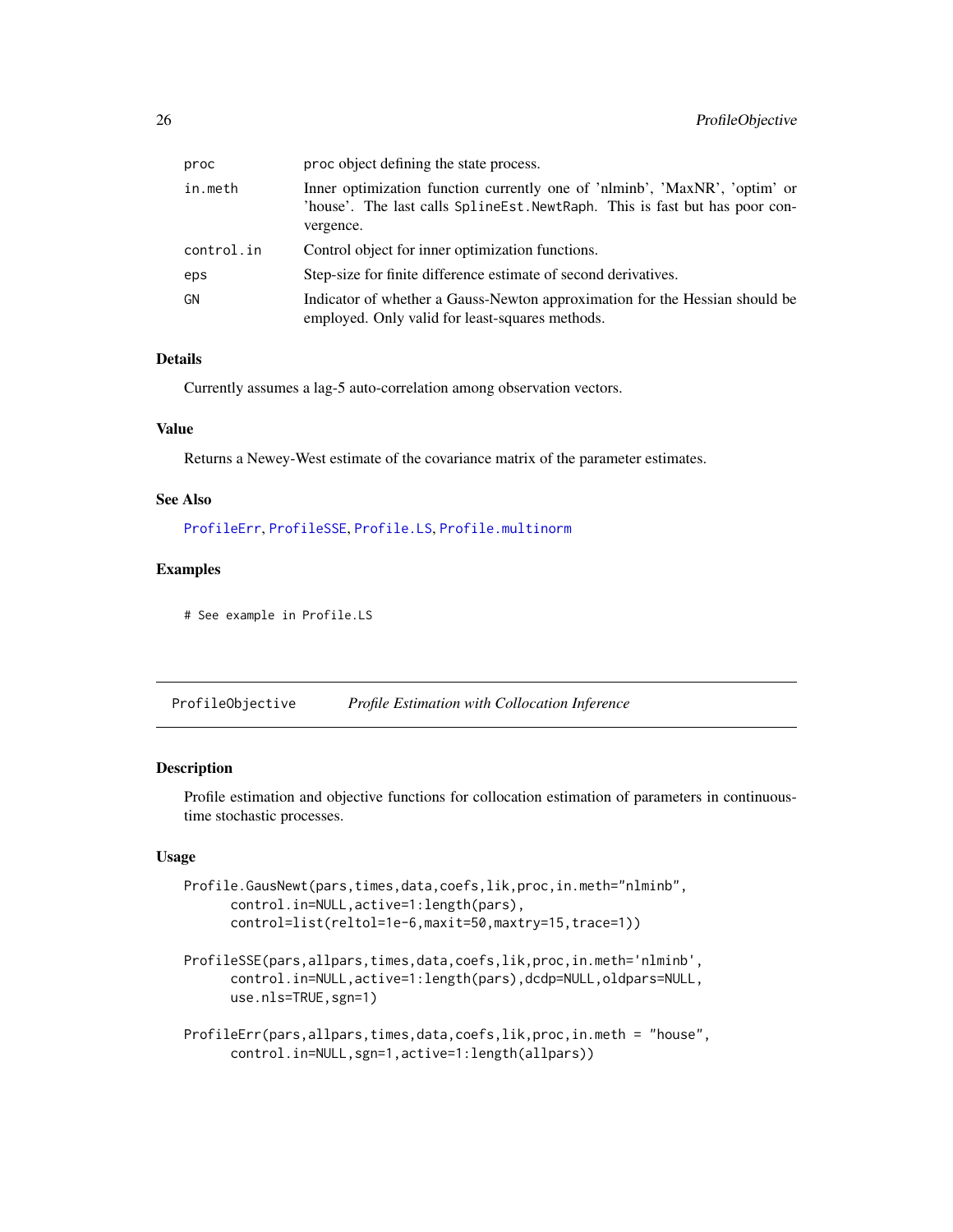| | |
|---|---|
| proc | proc object defining the state process. |
| in.meth | Inner optimization function currently one of 'nlminb', 'MaxNR', 'optim' or 'house'. The last calls SplineEst.NewtRaph. This is fast but has poor convergence. |
| control.in | Control object for inner optimization functions. |
| eps | Step-size for finite difference estimate of second derivatives. |
| GN | Indicator of whether a Gauss-Newton approximation for the Hessian should be employed. Only valid for least-squares methods. |

### Details

Currently assumes a lag-5 auto-correlation among observation vectors.

### Value

Returns a Newey-West estimate of the covariance matrix of the parameter estimates.

### See Also

ProfileErr, ProfileSSE, Profile.LS, Profile.multinorm

### Examples

```
# See example in Profile.LS
```

## ProfileObjective — *Profile Estimation with Collocation Inference*

### Description

Profile estimation and objective functions for collocation estimation of parameters in continuous-time stochastic processes.

### Usage

```
Profile.GausNewt(pars,times,data,coefs,lik,proc,in.meth="nlminb",
      control.in=NULL,active=1:length(pars),
      control=list(reltol=1e-6,maxit=50,maxtry=15,trace=1))

ProfileSSE(pars,allpars,times,data,coefs,lik,proc,in.meth='nlminb',
      control.in=NULL,active=1:length(pars),dcdp=NULL,oldpars=NULL,
      use.nls=TRUE,sgn=1)

ProfileErr(pars,allpars,times,data,coefs,lik,proc,in.meth = "house",
      control.in=NULL,sgn=1,active=1:length(allpars))
```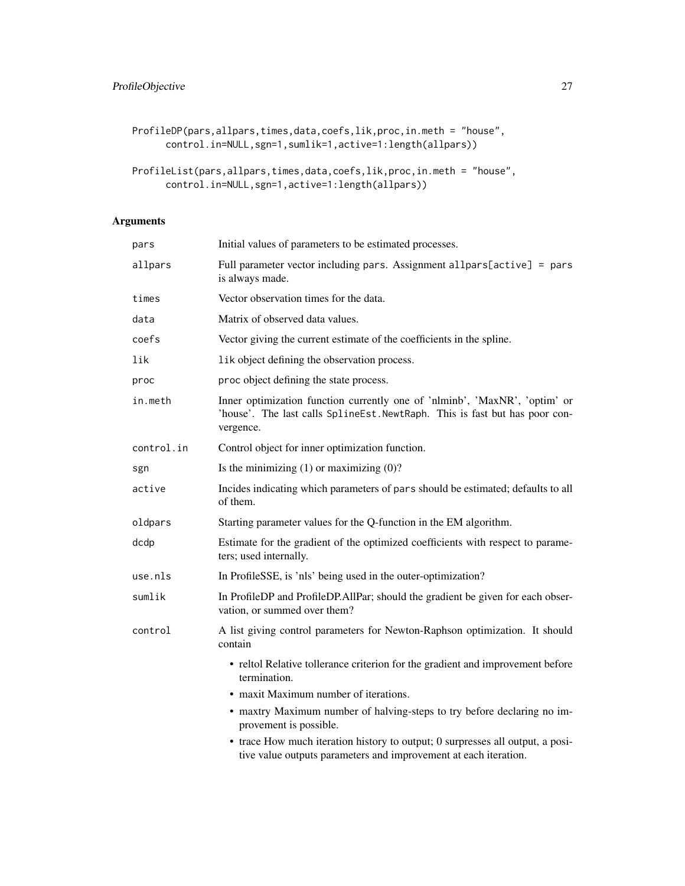```
ProfileDP(pars,allpars,times,data,coefs,lik,proc,in.meth = "house",
      control.in=NULL,sgn=1,sumlik=1,active=1:length(allpars))

ProfileList(pars,allpars,times,data,coefs,lik,proc,in.meth = "house",
      control.in=NULL,sgn=1,active=1:length(allpars))
```

## Arguments

| | |
|---|---|
| `pars` | Initial values of parameters to be estimated processes. |
| `allpars` | Full parameter vector including `pars`. Assignment `allpars[active] = pars` is always made. |
| `times` | Vector observation times for the data. |
| `data` | Matrix of observed data values. |
| `coefs` | Vector giving the current estimate of the coefficients in the spline. |
| `lik` | `lik` object defining the observation process. |
| `proc` | `proc` object defining the state process. |
| `in.meth` | Inner optimization function currently one of 'nlminb', 'MaxNR', 'optim' or 'house'. The last calls `SplineEst.NewtRaph`. This is fast but has poor convergence. |
| `control.in` | Control object for inner optimization function. |
| `sgn` | Is the minimizing (1) or maximizing (0)? |
| `active` | Incides indicating which parameters of `pars` should be estimated; defaults to all of them. |
| `oldpars` | Starting parameter values for the Q-function in the EM algorithm. |
| `dcdp` | Estimate for the gradient of the optimized coefficients with respect to parameters; used internally. |
| `use.nls` | In ProfileSSE, is 'nls' being used in the outer-optimization? |
| `sumlik` | In ProfileDP and ProfileDP.AllPar; should the gradient be given for each observation, or summed over them? |
| `control` | A list giving control parameters for Newton-Raphson optimization. It should contain<br>• reltol Relative tollerance criterion for the gradient and improvement before termination.<br>• maxit Maximum number of iterations.<br>• maxtry Maximum number of halving-steps to try before declaring no improvement is possible.<br>• trace How much iteration history to output; 0 surpresses all output, a positive value outputs parameters and improvement at each iteration. |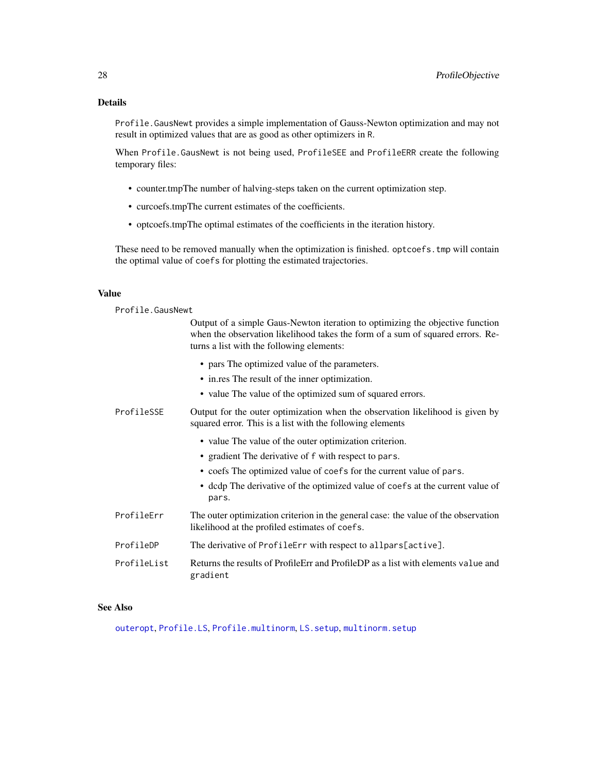### Details

`Profile.GausNewt` provides a simple implementation of Gauss-Newton optimization and may not result in optimized values that are as good as other optimizers in `R`.

When `Profile.GausNewt` is not being used, `ProfileSEE` and `ProfileERR` create the following temporary files:

- counter.tmpThe number of halving-steps taken on the current optimization step.
- curcoefs.tmpThe current estimates of the coefficients.
- optcoefs.tmpThe optimal estimates of the coefficients in the iteration history.

These need to be removed manually when the optimization is finished. `optcoefs.tmp` will contain the optimal value of `coefs` for plotting the estimated trajectories.

### Value

`Profile.GausNewt`
: Output of a simple Gaus-Newton iteration to optimizing the objective function when the observation likelihood takes the form of a sum of squared errors. Returns a list with the following elements:
  - pars The optimized value of the parameters.
  - in.res The result of the inner optimization.
  - value The value of the optimized sum of squared errors.

`ProfileSSE`
: Output for the outer optimization when the observation likelihood is given by squared error. This is a list with the following elements
  - value The value of the outer optimization criterion.
  - gradient The derivative of `f` with respect to `pars`.
  - coefs The optimized value of `coefs` for the current value of `pars`.
  - dcdp The derivative of the optimized value of `coefs` at the current value of `pars`.

`ProfileErr`
: The outer optimization criterion in the general case: the value of the observation likelihood at the profiled estimates of `coefs`.

`ProfileDP`
: The derivative of `ProfileErr` with respect to `allpars[active]`.

`ProfileList`
: Returns the results of ProfileErr and ProfileDP as a list with elements `value` and `gradient`

### See Also

`outeropt`, `Profile.LS`, `Profile.multinorm`, `LS.setup`, `multinorm.setup`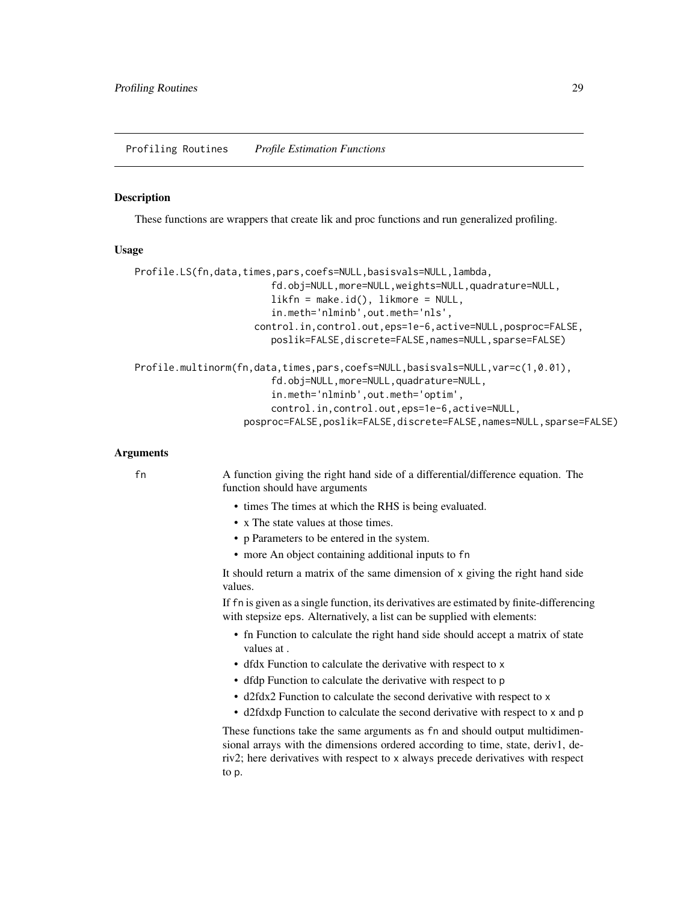Profiling Routines *Profile Estimation Functions*

## Description

These functions are wrappers that create lik and proc functions and run generalized profiling.

## Usage

```
Profile.LS(fn,data,times,pars,coefs=NULL,basisvals=NULL,lambda,
                        fd.obj=NULL,more=NULL,weights=NULL,quadrature=NULL,
                        likfn = make.id(), likmore = NULL,
                        in.meth='nlminb',out.meth='nls',
                      control.in,control.out,eps=1e-6,active=NULL,posproc=FALSE,
                        poslik=FALSE,discrete=FALSE,names=NULL,sparse=FALSE)

Profile.multinorm(fn,data,times,pars,coefs=NULL,basisvals=NULL,var=c(1,0.01),
                        fd.obj=NULL,more=NULL,quadrature=NULL,
                        in.meth='nlminb',out.meth='optim',
                        control.in,control.out,eps=1e-6,active=NULL,
                  posproc=FALSE,poslik=FALSE,discrete=FALSE,names=NULL,sparse=FALSE)
```

## Arguments

`fn` A function giving the right hand side of a differential/difference equation. The function should have arguments

- times The times at which the RHS is being evaluated.
- x The state values at those times.
- p Parameters to be entered in the system.
- more An object containing additional inputs to `fn`

It should return a matrix of the same dimension of `x` giving the right hand side values.

If `fn` is given as a single function, its derivatives are estimated by finite-differencing with stepsize `eps`. Alternatively, a list can be supplied with elements:

- fn Function to calculate the right hand side should accept a matrix of state values at .
- dfdx Function to calculate the derivative with respect to `x`
- dfdp Function to calculate the derivative with respect to `p`
- d2fdx2 Function to calculate the second derivative with respect to `x`
- d2fdxdp Function to calculate the second derivative with respect to `x` and `p`

These functions take the same arguments as `fn` and should output multidimensional arrays with the dimensions ordered according to time, state, deriv1, deriv2; here derivatives with respect to `x` always precede derivatives with respect to `p`.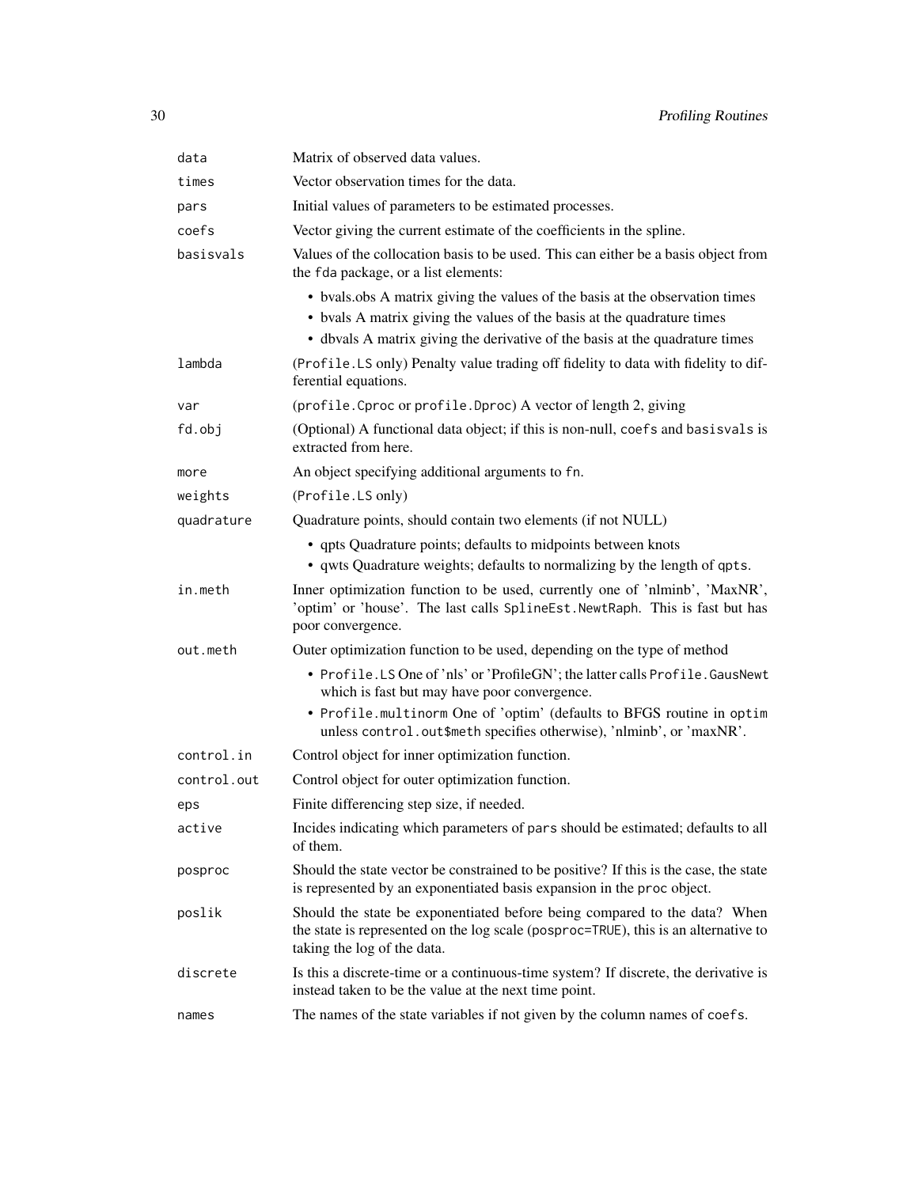| | |
|---|---|
| `data` | Matrix of observed data values. |
| `times` | Vector observation times for the data. |
| `pars` | Initial values of parameters to be estimated processes. |
| `coefs` | Vector giving the current estimate of the coefficients in the spline. |
| `basisvals` | Values of the collocation basis to be used. This can either be a basis object from the `fda` package, or a list elements: <br> • bvals.obs A matrix giving the values of the basis at the observation times <br> • bvals A matrix giving the values of the basis at the quadrature times <br> • dbvals A matrix giving the derivative of the basis at the quadrature times |
| `lambda` | (`Profile.LS` only) Penalty value trading off fidelity to data with fidelity to differential equations. |
| `var` | (`profile.Cproc` or `profile.Dproc`) A vector of length 2, giving |
| `fd.obj` | (Optional) A functional data object; if this is non-null, `coefs` and `basisvals` is extracted from here. |
| `more` | An object specifying additional arguments to `fn`. |
| `weights` | (`Profile.LS` only) |
| `quadrature` | Quadrature points, should contain two elements (if not NULL) <br> • qpts Quadrature points; defaults to midpoints between knots <br> • qwts Quadrature weights; defaults to normalizing by the length of `qpts`. |
| `in.meth` | Inner optimization function to be used, currently one of 'nlminb', 'MaxNR', 'optim' or 'house'. The last calls `SplineEst.NewtRaph`. This is fast but has poor convergence. |
| `out.meth` | Outer optimization function to be used, depending on the type of method <br> • `Profile.LS` One of 'nls' or 'ProfileGN'; the latter calls `Profile.GausNewt` which is fast but may have poor convergence. <br> • `Profile.multinorm` One of 'optim' (defaults to BFGS routine in `optim` unless `control.out$meth` specifies otherwise), 'nlminb', or 'maxNR'. |
| `control.in` | Control object for inner optimization function. |
| `control.out` | Control object for outer optimization function. |
| `eps` | Finite differencing step size, if needed. |
| `active` | Incides indicating which parameters of `pars` should be estimated; defaults to all of them. |
| `posproc` | Should the state vector be constrained to be positive? If this is the case, the state is represented by an exponentiated basis expansion in the `proc` object. |
| `poslik` | Should the state be exponentiated before being compared to the data? When the state is represented on the log scale (`posproc=TRUE`), this is an alternative to taking the log of the data. |
| `discrete` | Is this a discrete-time or a continuous-time system? If discrete, the derivative is instead taken to be the value at the next time point. |
| `names` | The names of the state variables if not given by the column names of `coefs`. |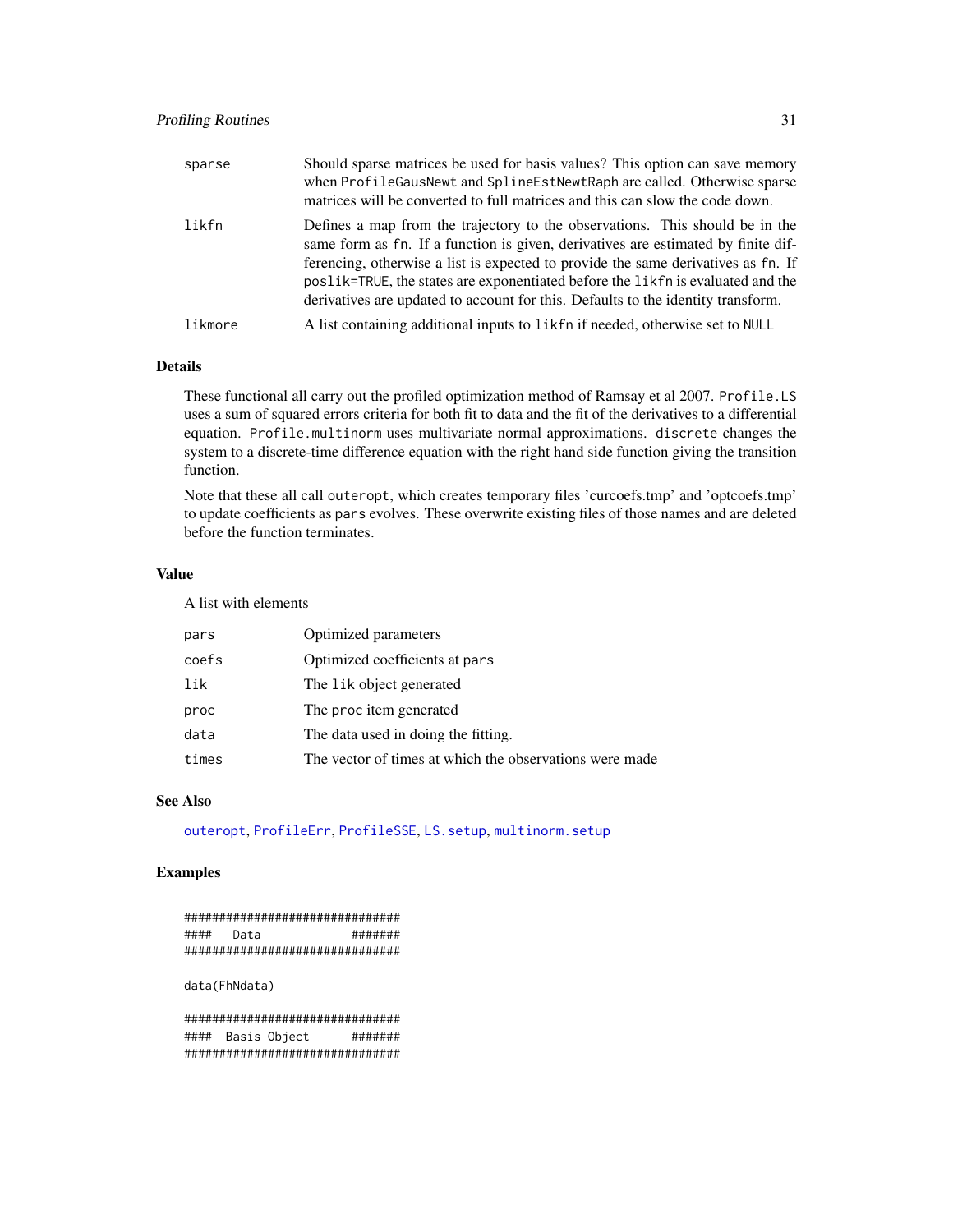| | |
|---|---|
| sparse | Should sparse matrices be used for basis values? This option can save memory when ProfileGausNewt and SplineEstNewtRaph are called. Otherwise sparse matrices will be converted to full matrices and this can slow the code down. |
| likfn | Defines a map from the trajectory to the observations. This should be in the same form as fn. If a function is given, derivatives are estimated by finite differencing, otherwise a list is expected to provide the same derivatives as fn. If poslik=TRUE, the states are exponentiated before the likfn is evaluated and the derivatives are updated to account for this. Defaults to the identity transform. |
| likmore | A list containing additional inputs to likfn if needed, otherwise set to NULL |

## Details

These functional all carry out the profiled optimization method of Ramsay et al 2007. Profile.LS uses a sum of squared errors criteria for both fit to data and the fit of the derivatives to a differential equation. Profile.multinorm uses multivariate normal approximations. discrete changes the system to a discrete-time difference equation with the right hand side function giving the transition function.

Note that these all call outeropt, which creates temporary files 'curcoefs.tmp' and 'optcoefs.tmp' to update coefficients as pars evolves. These overwrite existing files of those names and are deleted before the function terminates.

## Value

A list with elements

| | |
|---|---|
| pars | Optimized parameters |
| coefs | Optimized coefficients at pars |
| lik | The lik object generated |
| proc | The proc item generated |
| data | The data used in doing the fitting. |
| times | The vector of times at which the observations were made |

## See Also

outeropt, ProfileErr, ProfileSSE, LS.setup, multinorm.setup

## Examples

```
###############################
####   Data            #######
###############################

data(FhNdata)

###############################
####  Basis Object      #######
###############################
```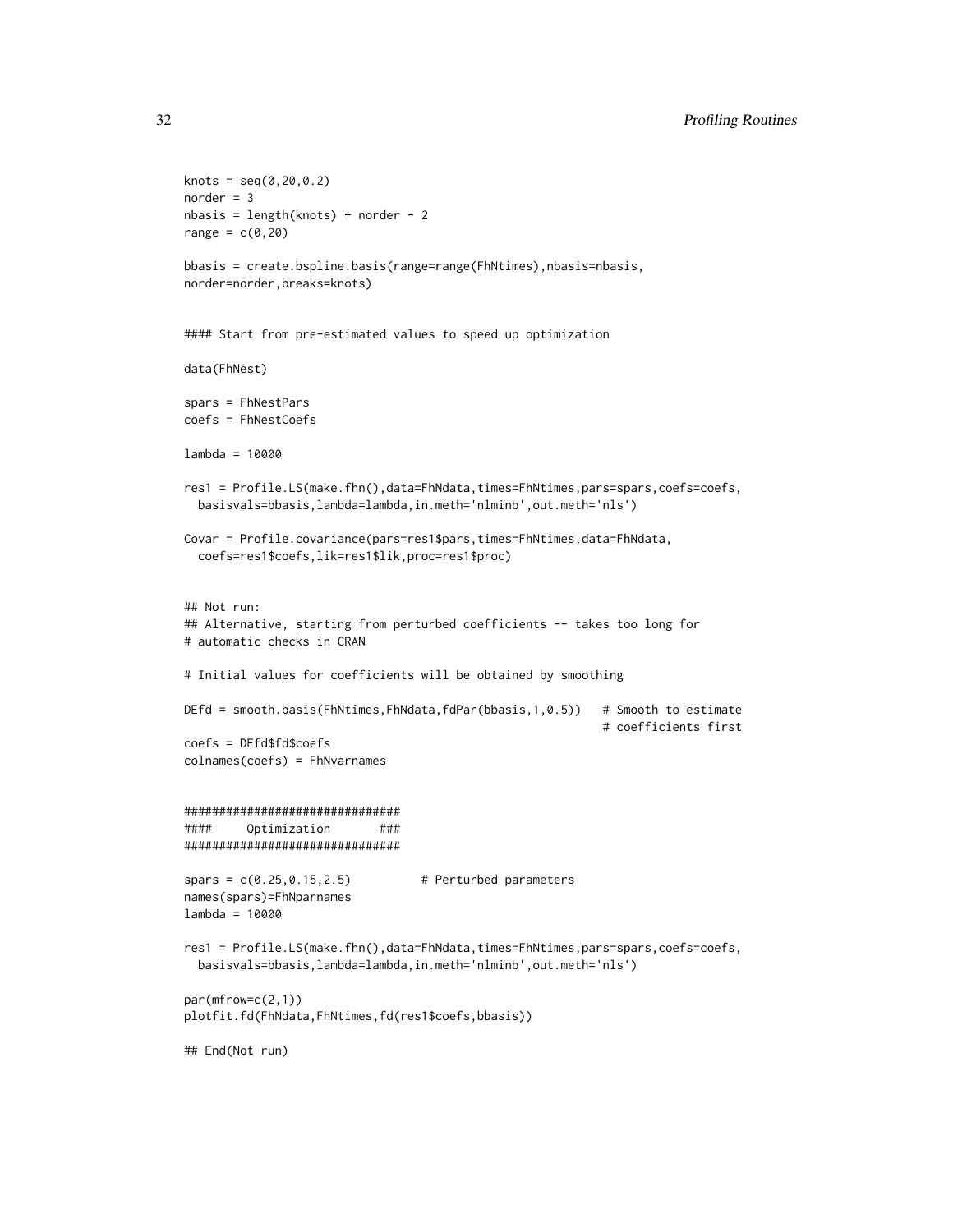```
knots = seq(0,20,0.2)
norder = 3
nbasis = length(knots) + norder - 2
range = c(0,20)

bbasis = create.bspline.basis(range=range(FhNtimes),nbasis=nbasis,
norder=norder,breaks=knots)


#### Start from pre-estimated values to speed up optimization

data(FhNest)

spars = FhNestPars
coefs = FhNestCoefs

lambda = 10000

res1 = Profile.LS(make.fhn(),data=FhNdata,times=FhNtimes,pars=spars,coefs=coefs,
  basisvals=bbasis,lambda=lambda,in.meth='nlminb',out.meth='nls')

Covar = Profile.covariance(pars=res1$pars,times=FhNtimes,data=FhNdata,
  coefs=res1$coefs,lik=res1$lik,proc=res1$proc)


## Not run:
## Alternative, starting from perturbed coefficients -- takes too long for
# automatic checks in CRAN

# Initial values for coefficients will be obtained by smoothing

DEfd = smooth.basis(FhNtimes,FhNdata,fdPar(bbasis,1,0.5))   # Smooth to estimate
                                                            # coefficients first
coefs = DEfd$fd$coefs
colnames(coefs) = FhNvarnames


###############################
####     Optimization       ###
###############################

spars = c(0.25,0.15,2.5)          # Perturbed parameters
names(spars)=FhNparnames
lambda = 10000

res1 = Profile.LS(make.fhn(),data=FhNdata,times=FhNtimes,pars=spars,coefs=coefs,
  basisvals=bbasis,lambda=lambda,in.meth='nlminb',out.meth='nls')

par(mfrow=c(2,1))
plotfit.fd(FhNdata,FhNtimes,fd(res1$coefs,bbasis))

## End(Not run)
```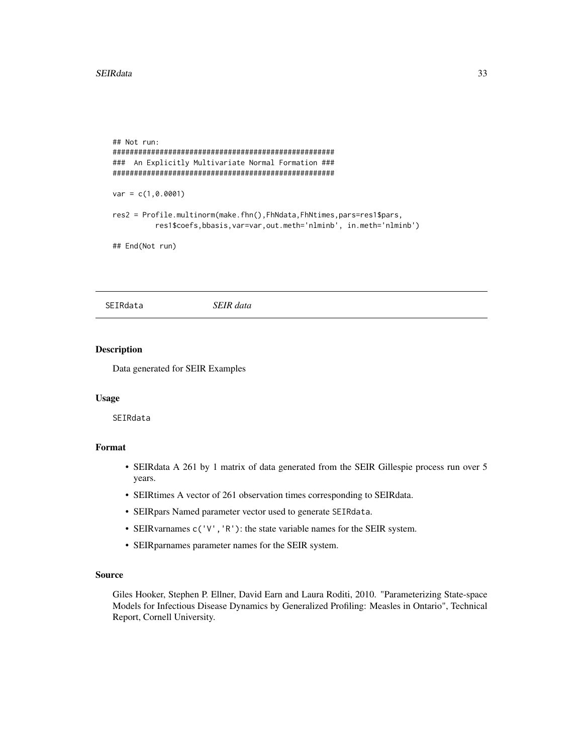```
## Not run:
####################################################
###  An Explicitly Multivariate Normal Formation ###
####################################################

var = c(1,0.0001)

res2 = Profile.multinorm(make.fhn(),FhNdata,FhNtimes,pars=res1$pars,
          res1$coefs,bbasis,var=var,out.meth='nlminb', in.meth='nlminb')

## End(Not run)
```

---

SEIRdata *SEIR data*

---

### Description

Data generated for SEIR Examples

### Usage

```
SEIRdata
```

### Format

- SEIRdata A 261 by 1 matrix of data generated from the SEIR Gillespie process run over 5 years.
- SEIRtimes A vector of 261 observation times corresponding to SEIRdata.
- SEIRpars Named parameter vector used to generate `SEIRdata`.
- SEIRvarnames `c('V','R')`: the state variable names for the SEIR system.
- SEIRparnames parameter names for the SEIR system.

### Source

Giles Hooker, Stephen P. Ellner, David Earn and Laura Roditi, 2010. "Parameterizing State-space Models for Infectious Disease Dynamics by Generalized Profiling: Measles in Ontario", Technical Report, Cornell University.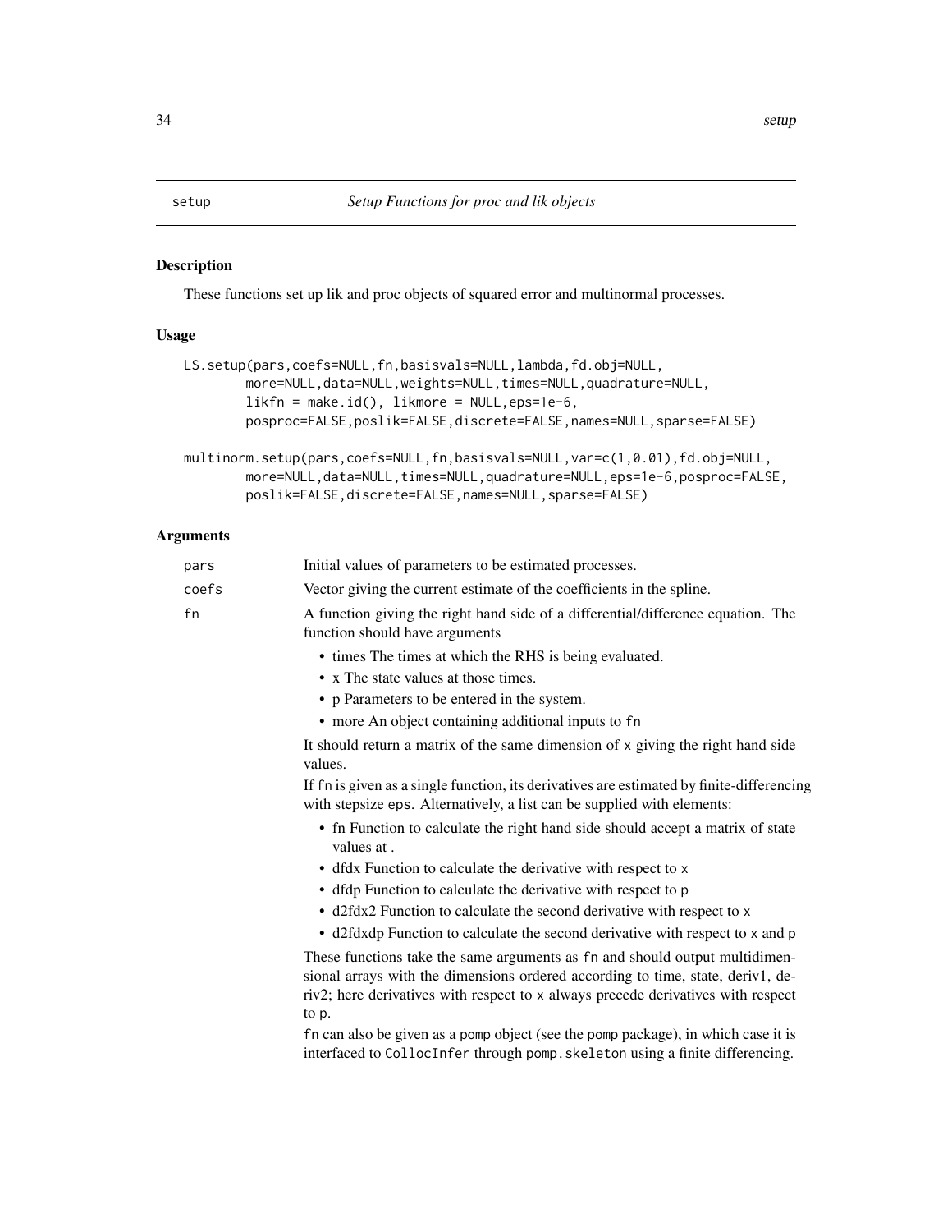## setup — *Setup Functions for proc and lik objects*

### Description

These functions set up lik and proc objects of squared error and multinormal processes.

### Usage

```
LS.setup(pars,coefs=NULL,fn,basisvals=NULL,lambda,fd.obj=NULL,
        more=NULL,data=NULL,weights=NULL,times=NULL,quadrature=NULL,
        likfn = make.id(), likmore = NULL,eps=1e-6,
        posproc=FALSE,poslik=FALSE,discrete=FALSE,names=NULL,sparse=FALSE)

multinorm.setup(pars,coefs=NULL,fn,basisvals=NULL,var=c(1,0.01),fd.obj=NULL,
        more=NULL,data=NULL,times=NULL,quadrature=NULL,eps=1e-6,posproc=FALSE,
        poslik=FALSE,discrete=FALSE,names=NULL,sparse=FALSE)
```

### Arguments

`pars` Initial values of parameters to be estimated processes.

`coefs` Vector giving the current estimate of the coefficients in the spline.

`fn` A function giving the right hand side of a differential/difference equation. The function should have arguments

- times The times at which the RHS is being evaluated.
- x The state values at those times.
- p Parameters to be entered in the system.
- more An object containing additional inputs to `fn`

It should return a matrix of the same dimension of `x` giving the right hand side values.

If `fn` is given as a single function, its derivatives are estimated by finite-differencing with stepsize `eps`. Alternatively, a list can be supplied with elements:

- fn Function to calculate the right hand side should accept a matrix of state values at .
- dfdx Function to calculate the derivative with respect to `x`
- dfdp Function to calculate the derivative with respect to `p`
- d2fdx2 Function to calculate the second derivative with respect to `x`
- d2fdxdp Function to calculate the second derivative with respect to `x` and `p`

These functions take the same arguments as `fn` and should output multidimensional arrays with the dimensions ordered according to time, state, deriv1, deriv2; here derivatives with respect to `x` always precede derivatives with respect to `p`.

`fn` can also be given as a `pomp` object (see the `pomp` package), in which case it is interfaced to `CollocInfer` through `pomp.skeleton` using a finite differencing.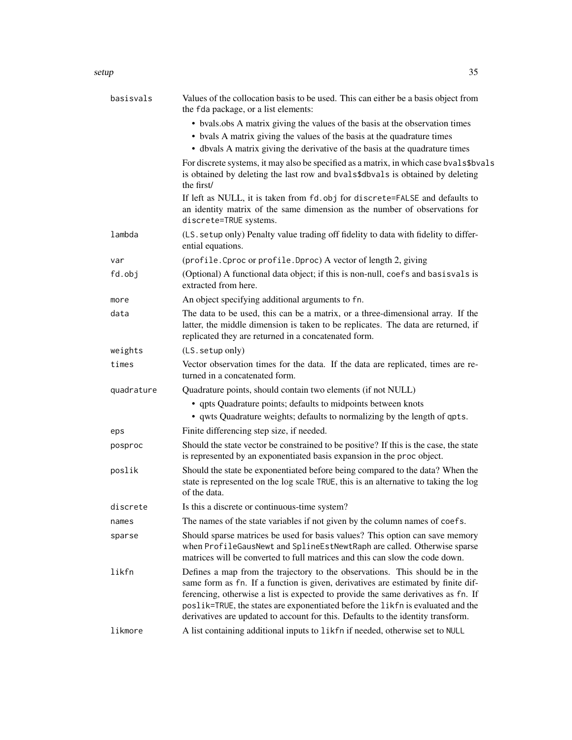| | |
|---|---|
| basisvals | Values of the collocation basis to be used. This can either be a basis object from the fda package, or a list elements:<br>• bvals.obs A matrix giving the values of the basis at the observation times<br>• bvals A matrix giving the values of the basis at the quadrature times<br>• dbvals A matrix giving the derivative of the basis at the quadrature times<br>For discrete systems, it may also be specified as a matrix, in which case `bvals$bvals` is obtained by deleting the last row and `bvals$dbvals` is obtained by deleting the first/<br>If left as NULL, it is taken from `fd.obj` for `discrete=FALSE` and defaults to an identity matrix of the same dimension as the number of observations for `discrete=TRUE` systems. |
| lambda | (`LS.setup` only) Penalty value trading off fidelity to data with fidelity to differential equations. |
| var | (`profile.Cproc` or `profile.Dproc`) A vector of length 2, giving |
| fd.obj | (Optional) A functional data object; if this is non-null, `coefs` and `basisvals` is extracted from here. |
| more | An object specifying additional arguments to `fn`. |
| data | The data to be used, this can be a matrix, or a three-dimensional array. If the latter, the middle dimension is taken to be replicates. The data are returned, if replicated they are returned in a concatenated form. |
| weights | (`LS.setup` only) |
| times | Vector observation times for the data. If the data are replicated, times are returned in a concatenated form. |
| quadrature | Quadrature points, should contain two elements (if not NULL)<br>• qpts Quadrature points; defaults to midpoints between knots<br>• qwts Quadrature weights; defaults to normalizing by the length of `qpts`. |
| eps | Finite differencing step size, if needed. |
| posproc | Should the state vector be constrained to be positive? If this is the case, the state is represented by an exponentiated basis expansion in the `proc` object. |
| poslik | Should the state be exponentiated before being compared to the data? When the state is represented on the log scale `TRUE`, this is an alternative to taking the log of the data. |
| discrete | Is this a discrete or continuous-time system? |
| names | The names of the state variables if not given by the column names of `coefs`. |
| sparse | Should sparse matrices be used for basis values? This option can save memory when `ProfileGausNewt` and `SplineEstNewtRaph` are called. Otherwise sparse matrices will be converted to full matrices and this can slow the code down. |
| likfn | Defines a map from the trajectory to the observations. This should be in the same form as `fn`. If a function is given, derivatives are estimated by finite differencing, otherwise a list is expected to provide the same derivatives as `fn`. If `poslik=TRUE`, the states are exponentiated before the `likfn` is evaluated and the derivatives are updated to account for this. Defaults to the identity transform. |
| likmore | A list containing additional inputs to `likfn` if needed, otherwise set to `NULL` |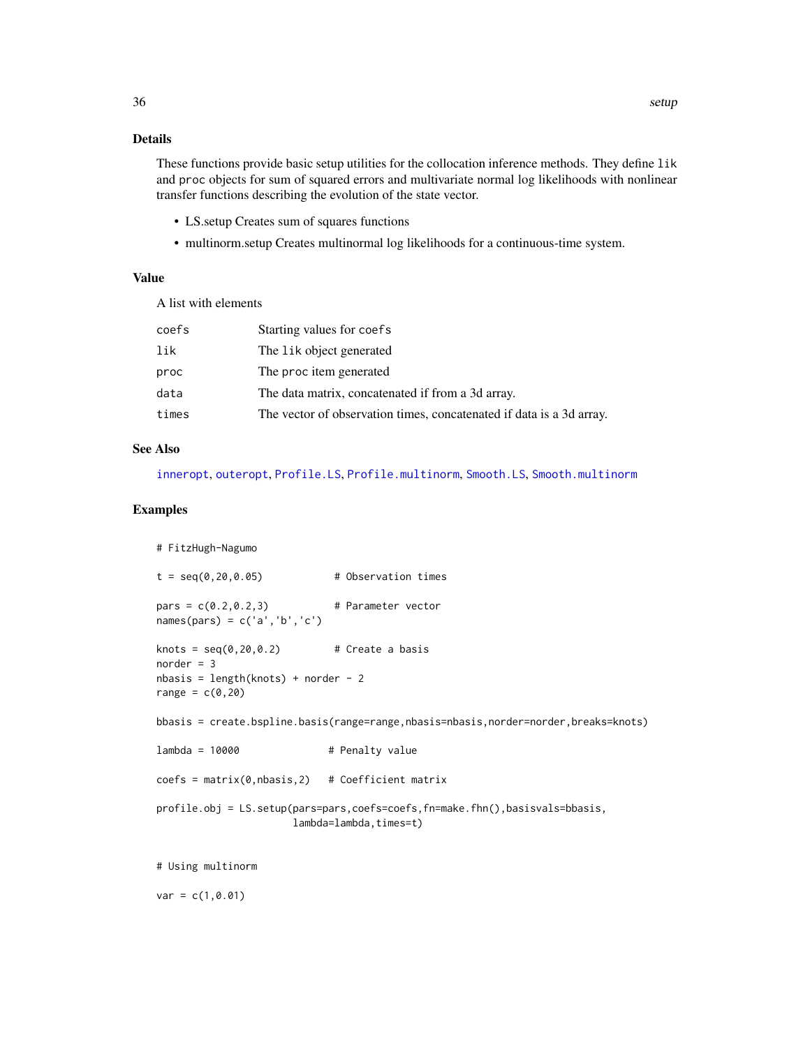## Details

These functions provide basic setup utilities for the collocation inference methods. They define `lik` and `proc` objects for sum of squared errors and multivariate normal log likelihoods with nonlinear transfer functions describing the evolution of the state vector.

- LS.setup Creates sum of squares functions
- multinorm.setup Creates multinormal log likelihoods for a continuous-time system.

## Value

A list with elements

| | |
|---|---|
| `coefs` | Starting values for `coefs` |
| `lik` | The `lik` object generated |
| `proc` | The `proc` item generated |
| `data` | The data matrix, concatenated if from a 3d array. |
| `times` | The vector of observation times, concatenated if data is a 3d array. |

## See Also

`inneropt`, `outeropt`, `Profile.LS`, `Profile.multinorm`, `Smooth.LS`, `Smooth.multinorm`

## Examples

```
# FitzHugh-Nagumo

t = seq(0,20,0.05)            # Observation times

pars = c(0.2,0.2,3)           # Parameter vector
names(pars) = c('a','b','c')

knots = seq(0,20,0.2)         # Create a basis
norder = 3
nbasis = length(knots) + norder - 2
range = c(0,20)

bbasis = create.bspline.basis(range=range,nbasis=nbasis,norder=norder,breaks=knots)

lambda = 10000               # Penalty value

coefs = matrix(0,nbasis,2)   # Coefficient matrix

profile.obj = LS.setup(pars=pars,coefs=coefs,fn=make.fhn(),basisvals=bbasis,
                       lambda=lambda,times=t)


# Using multinorm

var = c(1,0.01)
```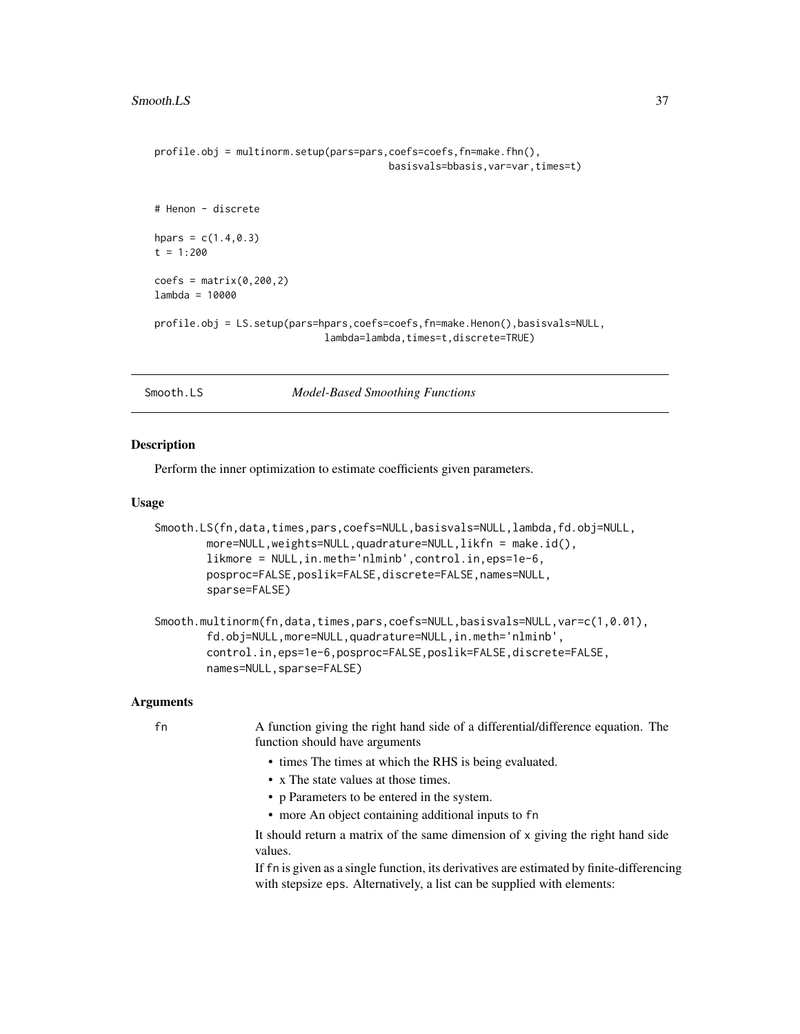```
profile.obj = multinorm.setup(pars=pars,coefs=coefs,fn=make.fhn(),
                                        basisvals=bbasis,var=var,times=t)


# Henon - discrete

hpars = c(1.4,0.3)
t = 1:200

coefs = matrix(0,200,2)
lambda = 10000

profile.obj = LS.setup(pars=hpars,coefs=coefs,fn=make.Henon(),basisvals=NULL,
                            lambda=lambda,times=t,discrete=TRUE)
```

## Smooth.LS — *Model-Based Smoothing Functions*

### Description

Perform the inner optimization to estimate coefficients given parameters.

### Usage

```
Smooth.LS(fn,data,times,pars,coefs=NULL,basisvals=NULL,lambda,fd.obj=NULL,
        more=NULL,weights=NULL,quadrature=NULL,likfn = make.id(),
        likmore = NULL,in.meth='nlminb',control.in,eps=1e-6,
        posproc=FALSE,poslik=FALSE,discrete=FALSE,names=NULL,
        sparse=FALSE)

Smooth.multinorm(fn,data,times,pars,coefs=NULL,basisvals=NULL,var=c(1,0.01),
        fd.obj=NULL,more=NULL,quadrature=NULL,in.meth='nlminb',
        control.in,eps=1e-6,posproc=FALSE,poslik=FALSE,discrete=FALSE,
        names=NULL,sparse=FALSE)
```

### Arguments

`fn` A function giving the right hand side of a differential/difference equation. The function should have arguments

- times The times at which the RHS is being evaluated.
- x The state values at those times.
- p Parameters to be entered in the system.
- more An object containing additional inputs to `fn`

It should return a matrix of the same dimension of `x` giving the right hand side values.

If `fn` is given as a single function, its derivatives are estimated by finite-differencing with stepsize `eps`. Alternatively, a list can be supplied with elements: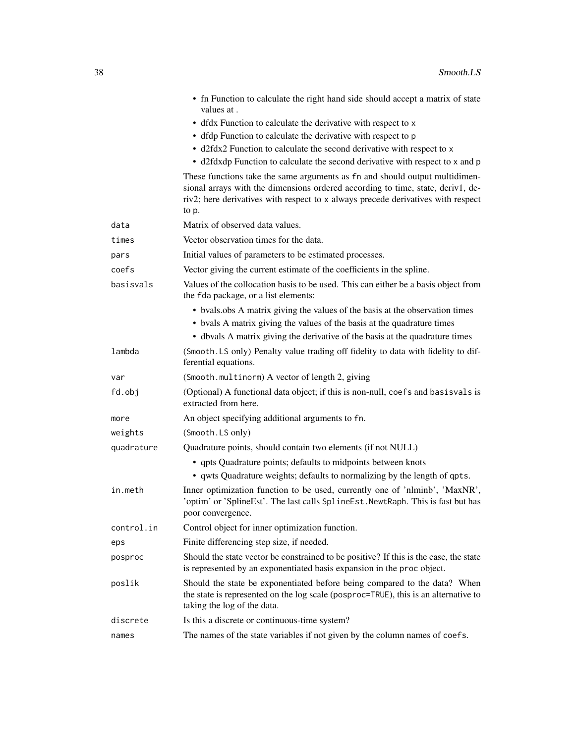- fn Function to calculate the right hand side should accept a matrix of state values at .
- dfdx Function to calculate the derivative with respect to `x`
- dfdp Function to calculate the derivative with respect to `p`
- d2fdx2 Function to calculate the second derivative with respect to `x`
- d2fdxdp Function to calculate the second derivative with respect to `x` and `p`

These functions take the same arguments as `fn` and should output multidimensional arrays with the dimensions ordered according to time, state, deriv1, deriv2; here derivatives with respect to `x` always precede derivatives with respect to `p`.

| | |
|---|---|
| `data` | Matrix of observed data values. |
| `times` | Vector observation times for the data. |
| `pars` | Initial values of parameters to be estimated processes. |
| `coefs` | Vector giving the current estimate of the coefficients in the spline. |
| `basisvals` | Values of the collocation basis to be used. This can either be a basis object from the `fda` package, or a list elements: <br>• bvals.obs A matrix giving the values of the basis at the observation times <br>• bvals A matrix giving the values of the basis at the quadrature times <br>• dbvals A matrix giving the derivative of the basis at the quadrature times |
| `lambda` | (`Smooth.LS` only) Penalty value trading off fidelity to data with fidelity to differential equations. |
| `var` | (`Smooth.multinorm`) A vector of length 2, giving |
| `fd.obj` | (Optional) A functional data object; if this is non-null, `coefs` and `basisvals` is extracted from here. |
| `more` | An object specifying additional arguments to `fn`. |
| `weights` | (`Smooth.LS` only) |
| `quadrature` | Quadrature points, should contain two elements (if not NULL) <br>• qpts Quadrature points; defaults to midpoints between knots <br>• qwts Quadrature weights; defaults to normalizing by the length of `qpts`. |
| `in.meth` | Inner optimization function to be used, currently one of 'nlminb', 'MaxNR', 'optim' or 'SplineEst'. The last calls `SplineEst.NewtRaph`. This is fast but has poor convergence. |
| `control.in` | Control object for inner optimization function. |
| `eps` | Finite differencing step size, if needed. |
| `posproc` | Should the state vector be constrained to be positive? If this is the case, the state is represented by an exponentiated basis expansion in the `proc` object. |
| `poslik` | Should the state be exponentiated before being compared to the data? When the state is represented on the log scale (`posproc=TRUE`), this is an alternative to taking the log of the data. |
| `discrete` | Is this a discrete or continuous-time system? |
| `names` | The names of the state variables if not given by the column names of `coefs`. |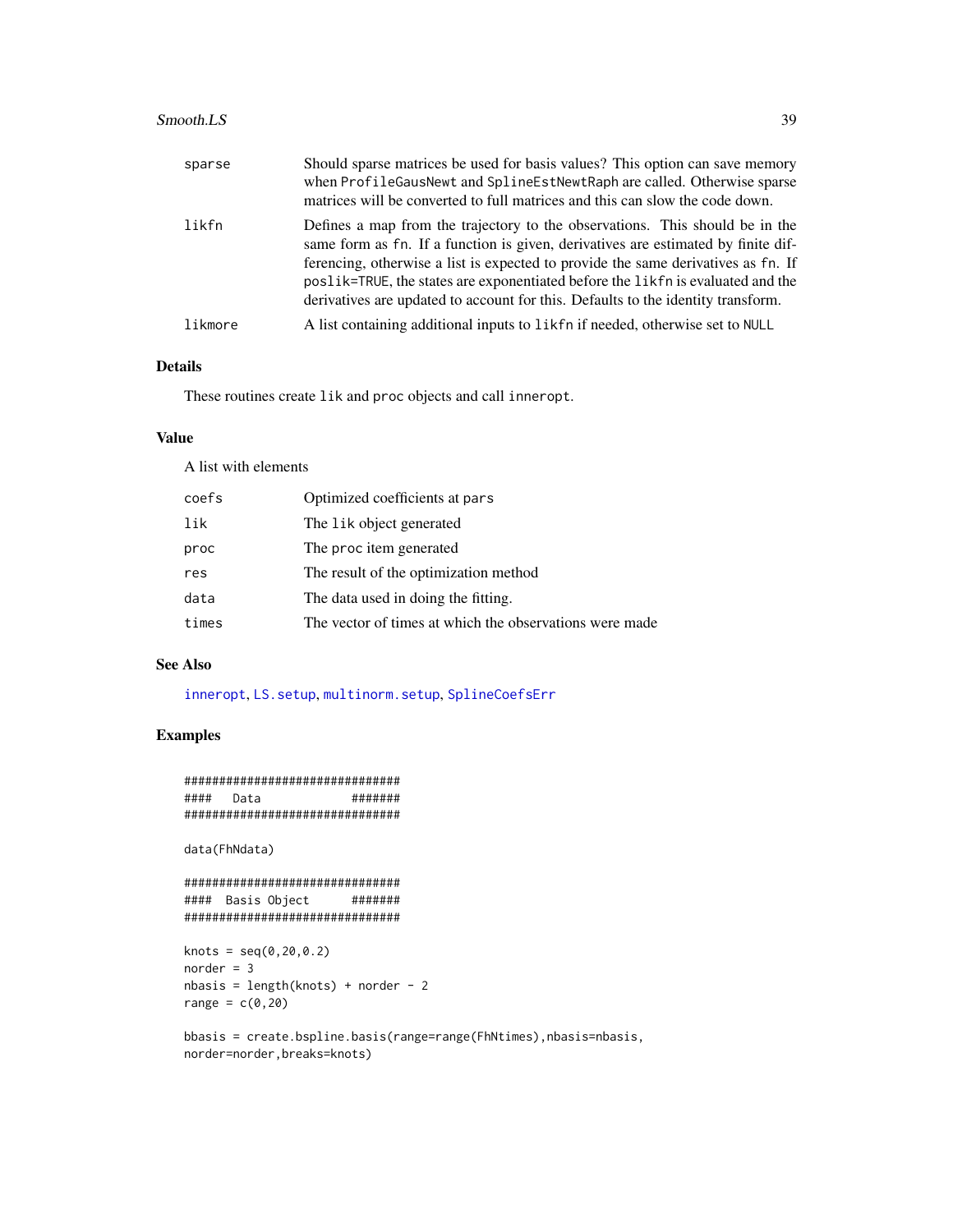| | |
|---|---|
| sparse | Should sparse matrices be used for basis values? This option can save memory when ProfileGausNewt and SplineEstNewtRaph are called. Otherwise sparse matrices will be converted to full matrices and this can slow the code down. |
| likfn | Defines a map from the trajectory to the observations. This should be in the same form as fn. If a function is given, derivatives are estimated by finite differencing, otherwise a list is expected to provide the same derivatives as fn. If poslik=TRUE, the states are exponentiated before the likfn is evaluated and the derivatives are updated to account for this. Defaults to the identity transform. |
| likmore | A list containing additional inputs to likfn if needed, otherwise set to NULL |

## Details

These routines create lik and proc objects and call inneropt.

## Value

A list with elements

| | |
|---|---|
| coefs | Optimized coefficients at pars |
| lik | The lik object generated |
| proc | The proc item generated |
| res | The result of the optimization method |
| data | The data used in doing the fitting. |
| times | The vector of times at which the observations were made |

## See Also

inneropt, LS.setup, multinorm.setup, SplineCoefsErr

## Examples

```
###############################
####   Data            #######
###############################

data(FhNdata)

###############################
####  Basis Object      #######
###############################

knots = seq(0,20,0.2)
norder = 3
nbasis = length(knots) + norder - 2
range = c(0,20)

bbasis = create.bspline.basis(range=range(FhNtimes),nbasis=nbasis,
norder=norder,breaks=knots)
```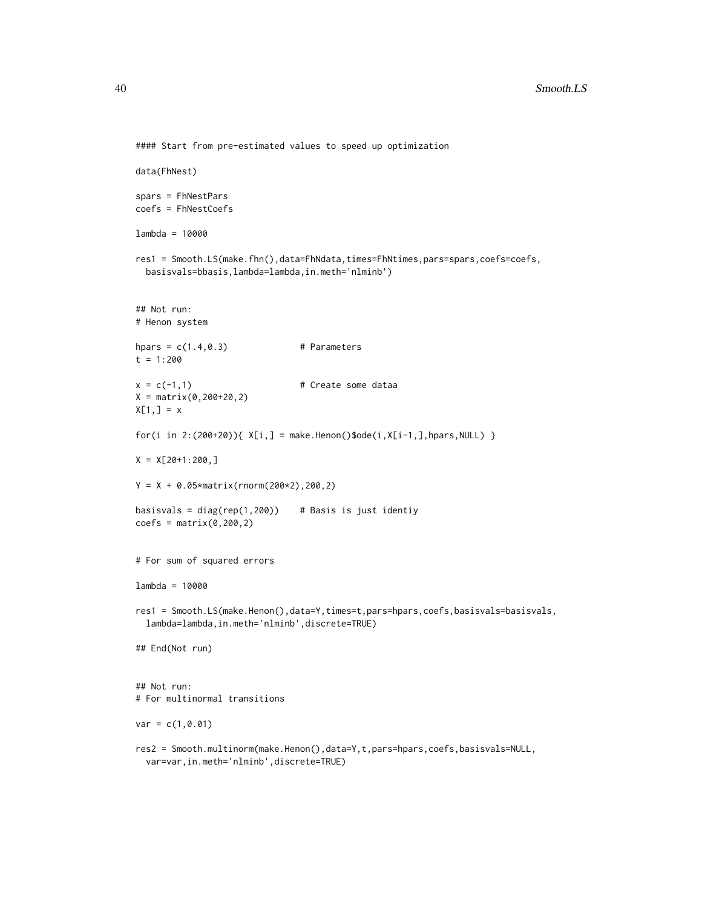```
#### Start from pre-estimated values to speed up optimization

data(FhNest)

spars = FhNestPars
coefs = FhNestCoefs

lambda = 10000

res1 = Smooth.LS(make.fhn(),data=FhNdata,times=FhNtimes,pars=spars,coefs=coefs,
  basisvals=bbasis,lambda=lambda,in.meth='nlminb')


## Not run:
# Henon system

hpars = c(1.4,0.3)              # Parameters
t = 1:200

x = c(-1,1)                     # Create some dataa
X = matrix(0,200+20,2)
X[1,] = x

for(i in 2:(200+20)){ X[i,] = make.Henon()$ode(i,X[i-1,],hpars,NULL) }

X = X[20+1:200,]

Y = X + 0.05*matrix(rnorm(200*2),200,2)

basisvals = diag(rep(1,200))    # Basis is just identiy
coefs = matrix(0,200,2)


# For sum of squared errors

lambda = 10000

res1 = Smooth.LS(make.Henon(),data=Y,times=t,pars=hpars,coefs,basisvals=basisvals,
  lambda=lambda,in.meth='nlminb',discrete=TRUE)

## End(Not run)


## Not run:
# For multinormal transitions

var = c(1,0.01)

res2 = Smooth.multinorm(make.Henon(),data=Y,t,pars=hpars,coefs,basisvals=NULL,
  var=var,in.meth='nlminb',discrete=TRUE)
```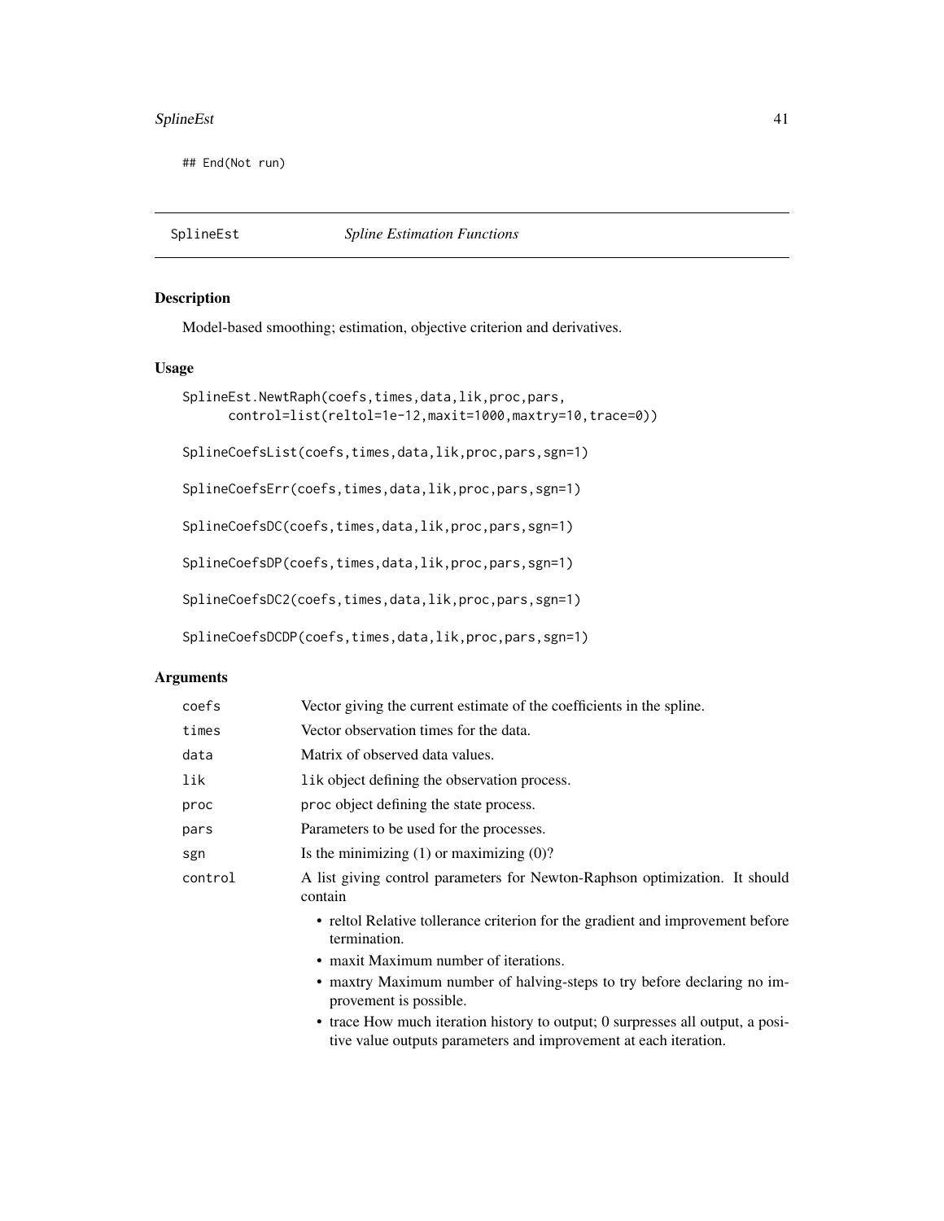```
## End(Not run)
```

## SplineEst *Spline Estimation Functions*

### Description

Model-based smoothing; estimation, objective criterion and derivatives.

### Usage

```
SplineEst.NewtRaph(coefs,times,data,lik,proc,pars,
      control=list(reltol=1e-12,maxit=1000,maxtry=10,trace=0))

SplineCoefsList(coefs,times,data,lik,proc,pars,sgn=1)

SplineCoefsErr(coefs,times,data,lik,proc,pars,sgn=1)

SplineCoefsDC(coefs,times,data,lik,proc,pars,sgn=1)

SplineCoefsDP(coefs,times,data,lik,proc,pars,sgn=1)

SplineCoefsDC2(coefs,times,data,lik,proc,pars,sgn=1)

SplineCoefsDCDP(coefs,times,data,lik,proc,pars,sgn=1)
```

### Arguments

| | |
|---|---|
| `coefs` | Vector giving the current estimate of the coefficients in the spline. |
| `times` | Vector observation times for the data. |
| `data` | Matrix of observed data values. |
| `lik` | `lik` object defining the observation process. |
| `proc` | `proc` object defining the state process. |
| `pars` | Parameters to be used for the processes. |
| `sgn` | Is the minimizing (1) or maximizing (0)? |
| `control` | A list giving control parameters for Newton-Raphson optimization. It should contain<br>• reltol Relative tollerance criterion for the gradient and improvement before termination.<br>• maxit Maximum number of iterations.<br>• maxtry Maximum number of halving-steps to try before declaring no improvement is possible.<br>• trace How much iteration history to output; 0 surpresses all output, a positive value outputs parameters and improvement at each iteration. |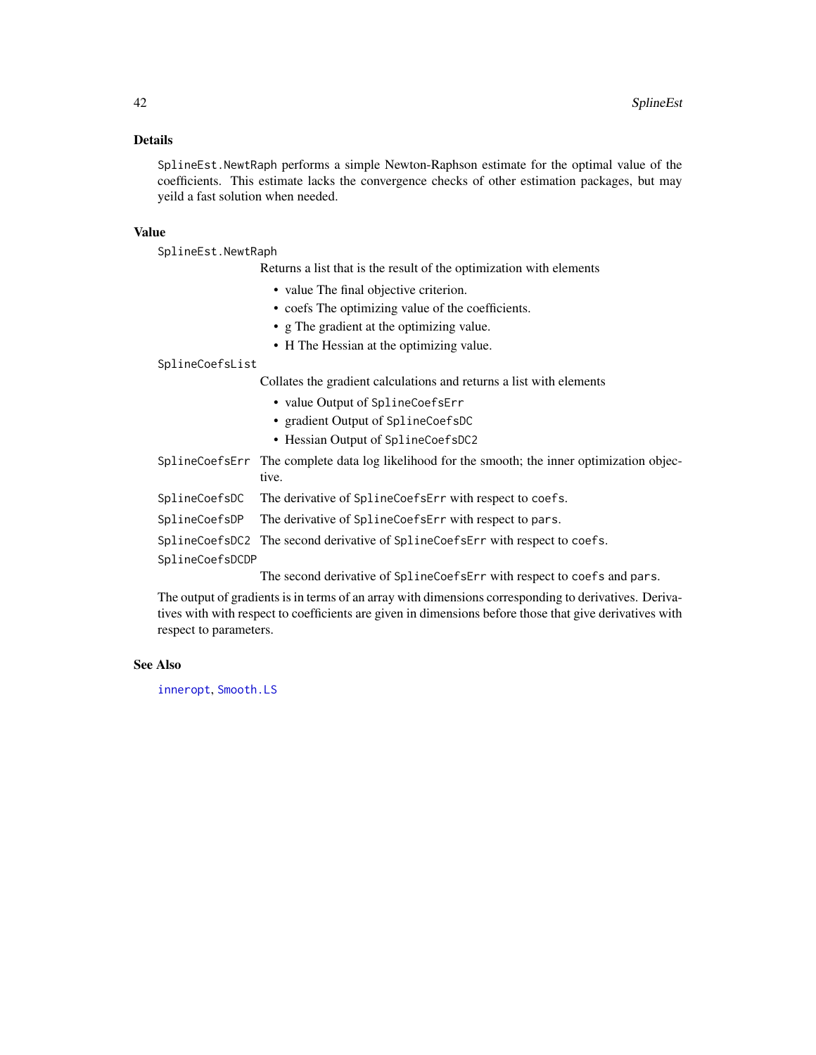## Details

`SplineEst.NewtRaph` performs a simple Newton-Raphson estimate for the optimal value of the coefficients. This estimate lacks the convergence checks of other estimation packages, but may yeild a fast solution when needed.

## Value

`SplineEst.NewtRaph`
: Returns a list that is the result of the optimization with elements

  - value The final objective criterion.
  - coefs The optimizing value of the coefficients.
  - g The gradient at the optimizing value.
  - H The Hessian at the optimizing value.

`SplineCoefsList`
: Collates the gradient calculations and returns a list with elements

  - value Output of `SplineCoefsErr`
  - gradient Output of `SplineCoefsDC`
  - Hessian Output of `SplineCoefsDC2`

`SplineCoefsErr`
: The complete data log likelihood for the smooth; the inner optimization objective.

`SplineCoefsDC`
: The derivative of `SplineCoefsErr` with respect to `coefs`.

`SplineCoefsDP`
: The derivative of `SplineCoefsErr` with respect to `pars`.

`SplineCoefsDC2`
: The second derivative of `SplineCoefsErr` with respect to `coefs`.

`SplineCoefsDCDP`
: The second derivative of `SplineCoefsErr` with respect to `coefs` and `pars`.

The output of gradients is in terms of an array with dimensions corresponding to derivatives. Derivatives with with respect to coefficients are given in dimensions before those that give derivatives with respect to parameters.

## See Also

`inneropt`, `Smooth.LS`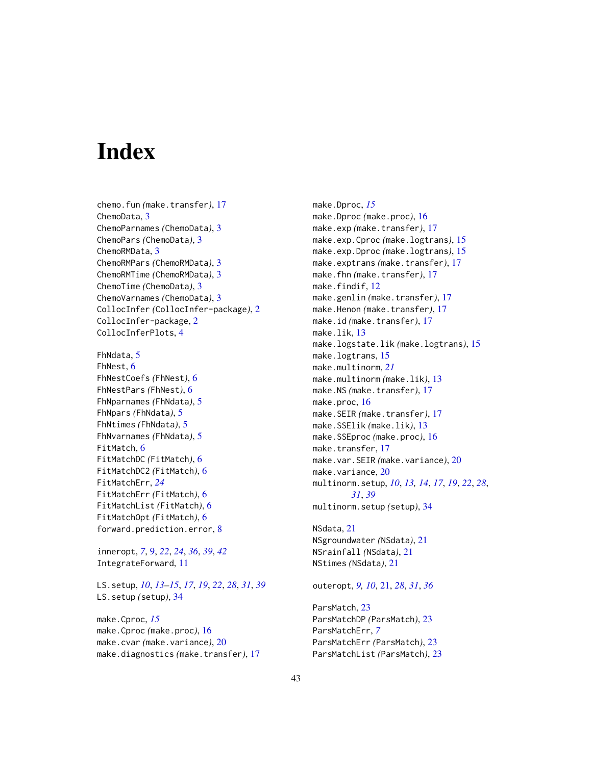# Index

chemo.fun *(make.transfer)*, 17
ChemoData, 3
ChemoParnames *(ChemoData)*, 3
ChemoPars *(ChemoData)*, 3
ChemoRMData, 3
ChemoRMPars *(ChemoRMData)*, 3
ChemoRMTime *(ChemoRMData)*, 3
ChemoTime *(ChemoData)*, 3
ChemoVarnames *(ChemoData)*, 3
CollocInfer *(CollocInfer-package)*, 2
CollocInfer-package, 2
CollocInferPlots, 4

FhNdata, 5
FhNest, 6
FhNestCoefs *(FhNest)*, 6
FhNestPars *(FhNest)*, 6
FhNparnames *(FhNdata)*, 5
FhNpars *(FhNdata)*, 5
FhNtimes *(FhNdata)*, 5
FhNvarnames *(FhNdata)*, 5
FitMatch, 6
FitMatchDC *(FitMatch)*, 6
FitMatchDC2 *(FitMatch)*, 6
FitMatchErr, *24*
FitMatchErr *(FitMatch)*, 6
FitMatchList *(FitMatch)*, 6
FitMatchOpt *(FitMatch)*, 6
forward.prediction.error, 8

inneropt, *7*, 9, *22*, *24*, *36*, *39*, *42*
IntegrateForward, 11

LS.setup, *10*, *13–15*, *17*, *19*, *22*, *28*, *31*, *39*
LS.setup *(setup)*, 34

make.Cproc, *15*
make.Cproc *(make.proc)*, 16
make.cvar *(make.variance)*, 20
make.diagnostics *(make.transfer)*, 17
make.Dproc, *15*
make.Dproc *(make.proc)*, 16
make.exp *(make.transfer)*, 17
make.exp.Cproc *(make.logtrans)*, 15
make.exp.Dproc *(make.logtrans)*, 15
make.exptrans *(make.transfer)*, 17
make.fhn *(make.transfer)*, 17
make.findif, 12
make.genlin *(make.transfer)*, 17
make.Henon *(make.transfer)*, 17
make.id *(make.transfer)*, 17
make.lik, 13
make.logstate.lik *(make.logtrans)*, 15
make.logtrans, 15
make.multinorm, *21*
make.multinorm *(make.lik)*, 13
make.NS *(make.transfer)*, 17
make.proc, 16
make.SEIR *(make.transfer)*, 17
make.SSElik *(make.lik)*, 13
make.SSEproc *(make.proc)*, 16
make.transfer, 17
make.var.SEIR *(make.variance)*, 20
make.variance, 20
multinorm.setup, *10*, *13, 14*, *17*, *19*, *22*, *28*, *31*, *39*
multinorm.setup *(setup)*, 34

NSdata, 21
NSgroundwater *(NSdata)*, 21
NSrainfall *(NSdata)*, 21
NStimes *(NSdata)*, 21

outeropt, *9, 10*, 21, *28*, *31*, *36*

ParsMatch, 23
ParsMatchDP *(ParsMatch)*, 23
ParsMatchErr, *7*
ParsMatchErr *(ParsMatch)*, 23
ParsMatchList *(ParsMatch)*, 23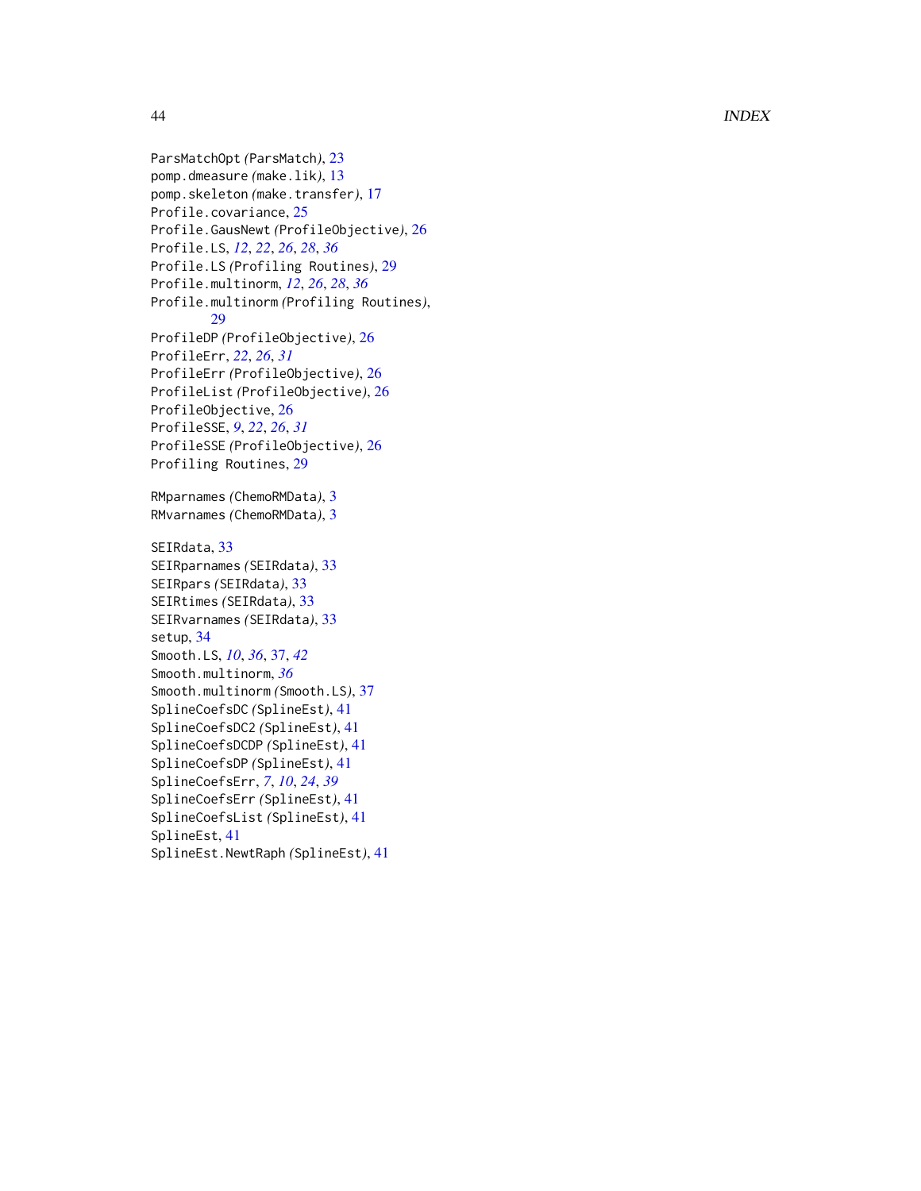ParsMatchOpt *(ParsMatch)*, 23
pomp.dmeasure *(make.lik)*, 13
pomp.skeleton *(make.transfer)*, 17
Profile.covariance, 25
Profile.GausNewt *(ProfileObjective)*, 26
Profile.LS, *12*, *22*, *26*, *28*, *36*
Profile.LS *(Profiling Routines)*, 29
Profile.multinorm, *12*, *26*, *28*, *36*
Profile.multinorm *(Profiling Routines)*, 29
ProfileDP *(ProfileObjective)*, 26
ProfileErr, *22*, *26*, *31*
ProfileErr *(ProfileObjective)*, 26
ProfileList *(ProfileObjective)*, 26
ProfileObjective, 26
ProfileSSE, *9*, *22*, *26*, *31*
ProfileSSE *(ProfileObjective)*, 26
Profiling Routines, 29

RMparnames *(ChemoRMData)*, 3
RMvarnames *(ChemoRMData)*, 3

SEIRdata, 33
SEIRparnames *(SEIRdata)*, 33
SEIRpars *(SEIRdata)*, 33
SEIRtimes *(SEIRdata)*, 33
SEIRvarnames *(SEIRdata)*, 33
setup, 34
Smooth.LS, *10*, *36*, 37, *42*
Smooth.multinorm, *36*
Smooth.multinorm *(Smooth.LS)*, 37
SplineCoefsDC *(SplineEst)*, 41
SplineCoefsDC2 *(SplineEst)*, 41
SplineCoefsDCDP *(SplineEst)*, 41
SplineCoefsDP *(SplineEst)*, 41
SplineCoefsErr, *7*, *10*, *24*, *39*
SplineCoefsErr *(SplineEst)*, 41
SplineCoefsList *(SplineEst)*, 41
SplineEst, 41
SplineEst.NewtRaph *(SplineEst)*, 41